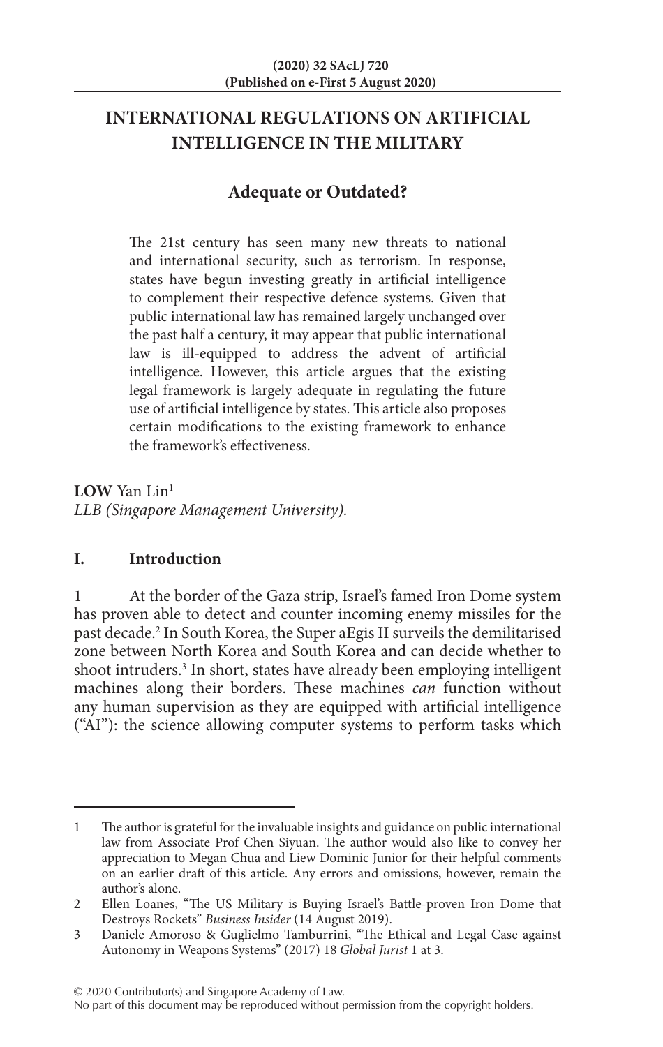# INTERNATIONAL REGULATIONS ON ARTIFICIAL INTELLIGENCE IN THE MILITARY

## Adequate or Outdated?

The 21st century has seen many new threats to national and international security, such as terrorism. In response, states have begun investing greatly in artificial intelligence to complement their respective defence systems. Given that public international law has remained largely unchanged over the past half a century, it may appear that public international law is ill-equipped to address the advent of artificial intelligence. However, this article argues that the existing legal framework is largely adequate in regulating the future use of artificial intelligence by states. This article also proposes certain modifications to the existing framework to enhance the framework's effectiveness.

**LOW** Yan Lin[1]
*LLB (Singapore Management University).*

## I. Introduction

1 At the border of the Gaza strip, Israel's famed Iron Dome system has proven able to detect and counter incoming enemy missiles for the past decade.[2] In South Korea, the Super aEgis II surveils the demilitarised zone between North Korea and South Korea and can decide whether to shoot intruders.[3] In short, states have already been employing intelligent machines along their borders. These machines *can* function without any human supervision as they are equipped with artificial intelligence ("AI"): the science allowing computer systems to perform tasks which

---

1 The author is grateful for the invaluable insights and guidance on public international law from Associate Prof Chen Siyuan. The author would also like to convey her appreciation to Megan Chua and Liew Dominic Junior for their helpful comments on an earlier draft of this article. Any errors and omissions, however, remain the author's alone.

2 Ellen Loanes, "The US Military is Buying Israel's Battle-proven Iron Dome that Destroys Rockets" *Business Insider* (14 August 2019).

3 Daniele Amoroso & Guglielmo Tamburrini, "The Ethical and Legal Case against Autonomy in Weapons Systems" (2017) 18 *Global Jurist* 1 at 3.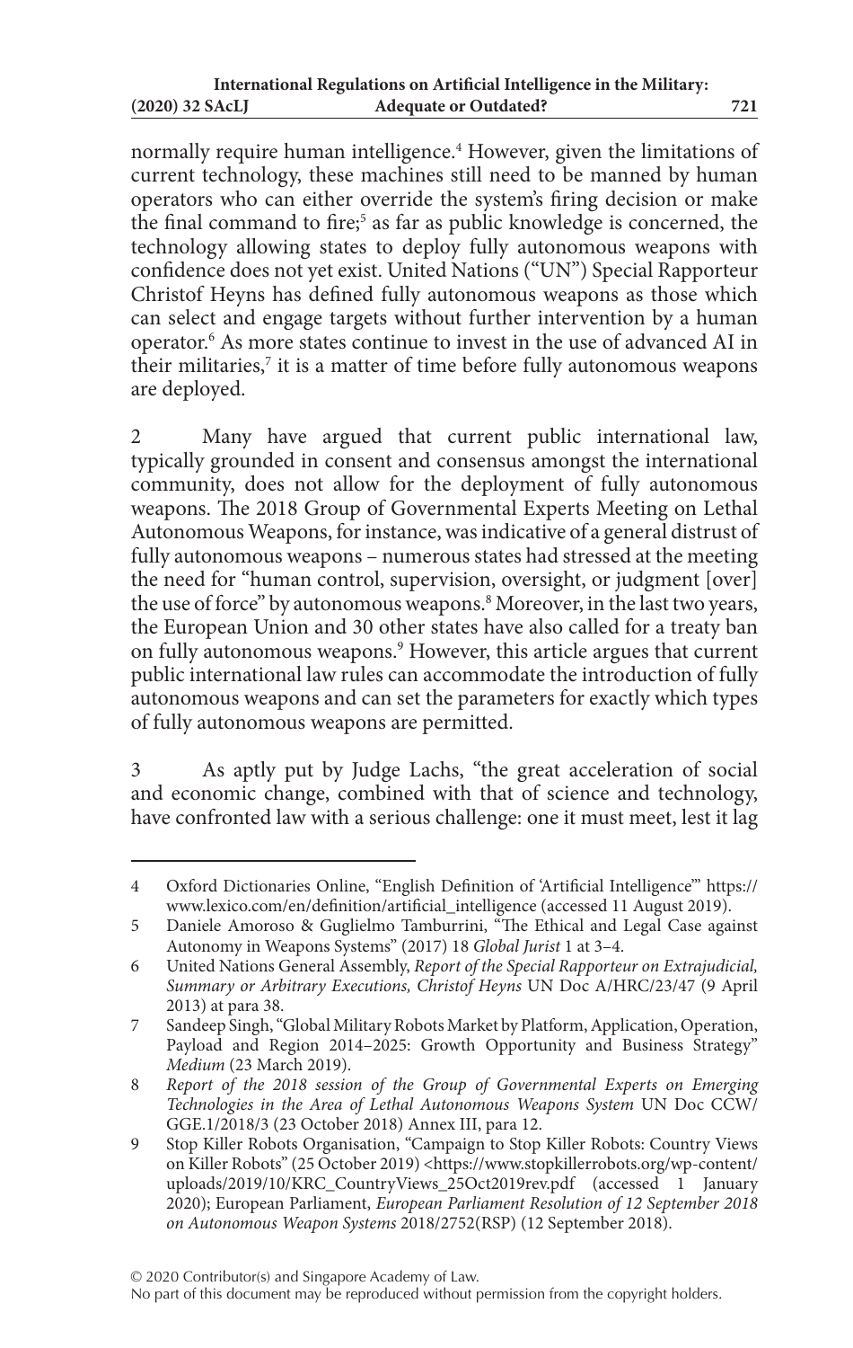normally require human intelligence.[4] However, given the limitations of current technology, these machines still need to be manned by human operators who can either override the system's firing decision or make the final command to fire;[5] as far as public knowledge is concerned, the technology allowing states to deploy fully autonomous weapons with confidence does not yet exist. United Nations ("UN") Special Rapporteur Christof Heyns has defined fully autonomous weapons as those which can select and engage targets without further intervention by a human operator.[6] As more states continue to invest in the use of advanced AI in their militaries,[7] it is a matter of time before fully autonomous weapons are deployed.

2 Many have argued that current public international law, typically grounded in consent and consensus amongst the international community, does not allow for the deployment of fully autonomous weapons. The 2018 Group of Governmental Experts Meeting on Lethal Autonomous Weapons, for instance, was indicative of a general distrust of fully autonomous weapons – numerous states had stressed at the meeting the need for "human control, supervision, oversight, or judgment [over] the use of force" by autonomous weapons.[8] Moreover, in the last two years, the European Union and 30 other states have also called for a treaty ban on fully autonomous weapons.[9] However, this article argues that current public international law rules can accommodate the introduction of fully autonomous weapons and can set the parameters for exactly which types of fully autonomous weapons are permitted.

3 As aptly put by Judge Lachs, "the great acceleration of social and economic change, combined with that of science and technology, have confronted law with a serious challenge: one it must meet, lest it lag

---

4 Oxford Dictionaries Online, "English Definition of 'Artificial Intelligence'" https://www.lexico.com/en/definition/artificial_intelligence (accessed 11 August 2019).

5 Daniele Amoroso & Guglielmo Tamburrini, "The Ethical and Legal Case against Autonomy in Weapons Systems" (2017) 18 *Global Jurist* 1 at 3–4.

6 United Nations General Assembly, *Report of the Special Rapporteur on Extrajudicial, Summary or Arbitrary Executions, Christof Heyns* UN Doc A/HRC/23/47 (9 April 2013) at para 38.

7 Sandeep Singh, "Global Military Robots Market by Platform, Application, Operation, Payload and Region 2014–2025: Growth Opportunity and Business Strategy" *Medium* (23 March 2019).

8 *Report of the 2018 session of the Group of Governmental Experts on Emerging Technologies in the Area of Lethal Autonomous Weapons System* UN Doc CCW/GGE.1/2018/3 (23 October 2018) Annex III, para 12.

9 Stop Killer Robots Organisation, "Campaign to Stop Killer Robots: Country Views on Killer Robots" (25 October 2019) <https://www.stopkillerrobots.org/wp-content/uploads/2019/10/KRC_CountryViews_25Oct2019rev.pdf (accessed 1 January 2020); European Parliament, *European Parliament Resolution of 12 September 2018 on Autonomous Weapon Systems* 2018/2752(RSP) (12 September 2018).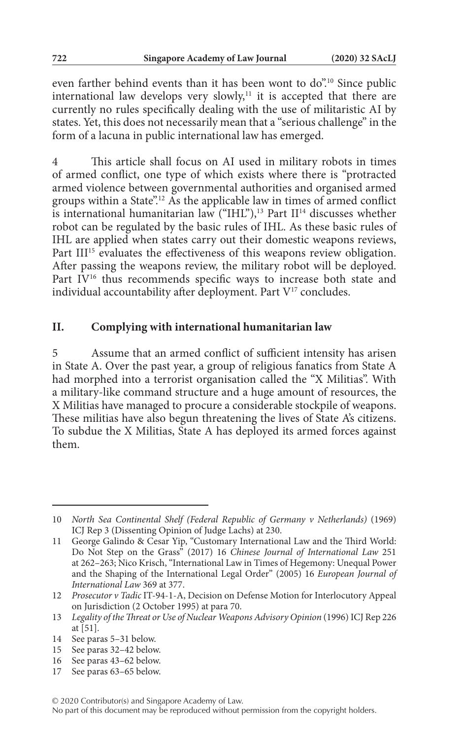even farther behind events than it has been wont to do".[10] Since public international law develops very slowly,[11] it is accepted that there are currently no rules specifically dealing with the use of militaristic AI by states. Yet, this does not necessarily mean that a "serious challenge" in the form of a lacuna in public international law has emerged.

4 This article shall focus on AI used in military robots in times of armed conflict, one type of which exists where there is "protracted armed violence between governmental authorities and organised armed groups within a State".[12] As the applicable law in times of armed conflict is international humanitarian law ("IHL"),[13] Part II[14] discusses whether robot can be regulated by the basic rules of IHL. As these basic rules of IHL are applied when states carry out their domestic weapons reviews, Part III[15] evaluates the effectiveness of this weapons review obligation. After passing the weapons review, the military robot will be deployed. Part IV[16] thus recommends specific ways to increase both state and individual accountability after deployment. Part V[17] concludes.

## II. Complying with international humanitarian law

5 Assume that an armed conflict of sufficient intensity has arisen in State A. Over the past year, a group of religious fanatics from State A had morphed into a terrorist organisation called the "X Militias". With a military-like command structure and a huge amount of resources, the X Militias have managed to procure a considerable stockpile of weapons. These militias have also begun threatening the lives of State A's citizens. To subdue the X Militias, State A has deployed its armed forces against them.

---

10 *North Sea Continental Shelf (Federal Republic of Germany v Netherlands)* (1969) ICJ Rep 3 (Dissenting Opinion of Judge Lachs) at 230.

11 George Galindo & Cesar Yip, "Customary International Law and the Third World: Do Not Step on the Grass" (2017) 16 *Chinese Journal of International Law* 251 at 262–263; Nico Krisch, "International Law in Times of Hegemony: Unequal Power and the Shaping of the International Legal Order" (2005) 16 *European Journal of International Law* 369 at 377.

12 *Prosecutor v Tadic* IT-94-1-A, Decision on Defense Motion for Interlocutory Appeal on Jurisdiction (2 October 1995) at para 70.

13 *Legality of the Threat or Use of Nuclear Weapons Advisory Opinion* (1996) ICJ Rep 226 at [51].

14 See paras 5–31 below.

15 See paras 32–42 below.

16 See paras 43–62 below.

17 See paras 63–65 below.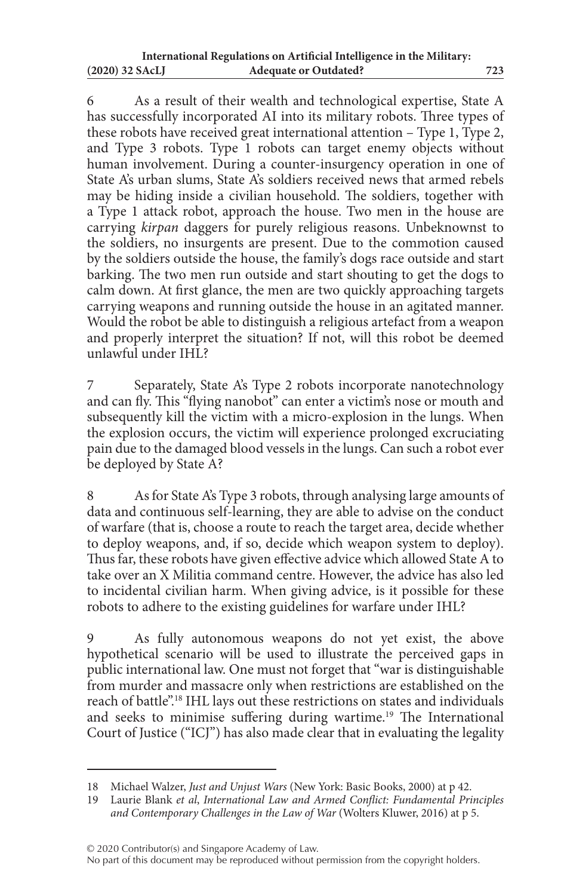6 As a result of their wealth and technological expertise, State A has successfully incorporated AI into its military robots. Three types of these robots have received great international attention – Type 1, Type 2, and Type 3 robots. Type 1 robots can target enemy objects without human involvement. During a counter-insurgency operation in one of State A's urban slums, State A's soldiers received news that armed rebels may be hiding inside a civilian household. The soldiers, together with a Type 1 attack robot, approach the house. Two men in the house are carrying *kirpan* daggers for purely religious reasons. Unbeknownst to the soldiers, no insurgents are present. Due to the commotion caused by the soldiers outside the house, the family's dogs race outside and start barking. The two men run outside and start shouting to get the dogs to calm down. At first glance, the men are two quickly approaching targets carrying weapons and running outside the house in an agitated manner. Would the robot be able to distinguish a religious artefact from a weapon and properly interpret the situation? If not, will this robot be deemed unlawful under IHL?

7 Separately, State A's Type 2 robots incorporate nanotechnology and can fly. This "flying nanobot" can enter a victim's nose or mouth and subsequently kill the victim with a micro-explosion in the lungs. When the explosion occurs, the victim will experience prolonged excruciating pain due to the damaged blood vessels in the lungs. Can such a robot ever be deployed by State A?

8 As for State A's Type 3 robots, through analysing large amounts of data and continuous self-learning, they are able to advise on the conduct of warfare (that is, choose a route to reach the target area, decide whether to deploy weapons, and, if so, decide which weapon system to deploy). Thus far, these robots have given effective advice which allowed State A to take over an X Militia command centre. However, the advice has also led to incidental civilian harm. When giving advice, is it possible for these robots to adhere to the existing guidelines for warfare under IHL?

9 As fully autonomous weapons do not yet exist, the above hypothetical scenario will be used to illustrate the perceived gaps in public international law. One must not forget that "war is distinguishable from murder and massacre only when restrictions are established on the reach of battle".[18] IHL lays out these restrictions on states and individuals and seeks to minimise suffering during wartime.[19] The International Court of Justice ("ICJ") has also made clear that in evaluating the legality

---

18 Michael Walzer, *Just and Unjust Wars* (New York: Basic Books, 2000) at p 42.

19 Laurie Blank *et al*, *International Law and Armed Conflict: Fundamental Principles and Contemporary Challenges in the Law of War* (Wolters Kluwer, 2016) at p 5.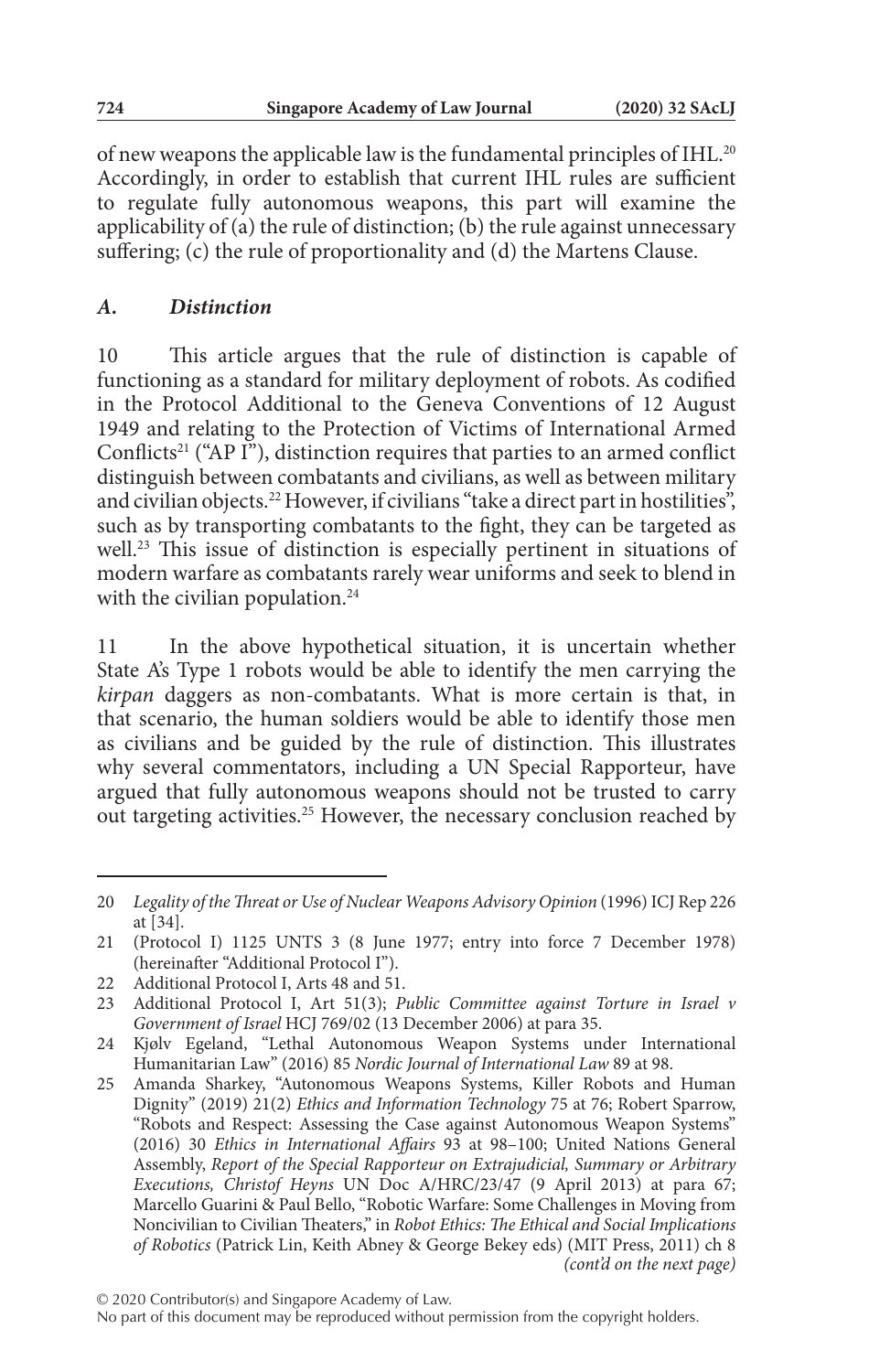of new weapons the applicable law is the fundamental principles of IHL.[20] Accordingly, in order to establish that current IHL rules are sufficient to regulate fully autonomous weapons, this part will examine the applicability of (a) the rule of distinction; (b) the rule against unnecessary suffering; (c) the rule of proportionality and (d) the Martens Clause.

### *A. Distinction*

10 This article argues that the rule of distinction is capable of functioning as a standard for military deployment of robots. As codified in the Protocol Additional to the Geneva Conventions of 12 August 1949 and relating to the Protection of Victims of International Armed Conflicts[21] ("AP I"), distinction requires that parties to an armed conflict distinguish between combatants and civilians, as well as between military and civilian objects.[22] However, if civilians "take a direct part in hostilities", such as by transporting combatants to the fight, they can be targeted as well.[23] This issue of distinction is especially pertinent in situations of modern warfare as combatants rarely wear uniforms and seek to blend in with the civilian population.[24]

11 In the above hypothetical situation, it is uncertain whether State A's Type 1 robots would be able to identify the men carrying the *kirpan* daggers as non-combatants. What is more certain is that, in that scenario, the human soldiers would be able to identify those men as civilians and be guided by the rule of distinction. This illustrates why several commentators, including a UN Special Rapporteur, have argued that fully autonomous weapons should not be trusted to carry out targeting activities.[25] However, the necessary conclusion reached by

---

20 *Legality of the Threat or Use of Nuclear Weapons Advisory Opinion* (1996) ICJ Rep 226 at [34].

21 (Protocol I) 1125 UNTS 3 (8 June 1977; entry into force 7 December 1978) (hereinafter "Additional Protocol I").

22 Additional Protocol I, Arts 48 and 51.

23 Additional Protocol I, Art 51(3); *Public Committee against Torture in Israel v Government of Israel* HCJ 769/02 (13 December 2006) at para 35.

24 Kjølv Egeland, "Lethal Autonomous Weapon Systems under International Humanitarian Law" (2016) 85 *Nordic Journal of International Law* 89 at 98.

25 Amanda Sharkey, "Autonomous Weapons Systems, Killer Robots and Human Dignity" (2019) 21(2) *Ethics and Information Technology* 75 at 76; Robert Sparrow, "Robots and Respect: Assessing the Case against Autonomous Weapon Systems" (2016) 30 *Ethics in International Affairs* 93 at 98–100; United Nations General Assembly, *Report of the Special Rapporteur on Extrajudicial, Summary or Arbitrary Executions, Christof Heyns* UN Doc A/HRC/23/47 (9 April 2013) at para 67; Marcello Guarini & Paul Bello, "Robotic Warfare: Some Challenges in Moving from Noncivilian to Civilian Theaters," in *Robot Ethics: The Ethical and Social Implications of Robotics* (Patrick Lin, Keith Abney & George Bekey eds) (MIT Press, 2011) ch 8 *(cont'd on the next page)*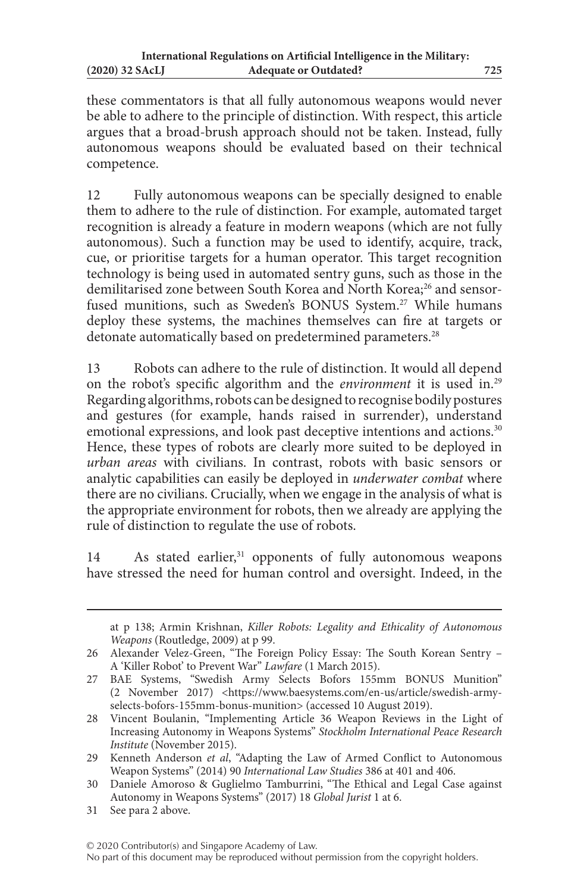these commentators is that all fully autonomous weapons would never be able to adhere to the principle of distinction. With respect, this article argues that a broad-brush approach should not be taken. Instead, fully autonomous weapons should be evaluated based on their technical competence.

12 Fully autonomous weapons can be specially designed to enable them to adhere to the rule of distinction. For example, automated target recognition is already a feature in modern weapons (which are not fully autonomous). Such a function may be used to identify, acquire, track, cue, or prioritise targets for a human operator. This target recognition technology is being used in automated sentry guns, such as those in the demilitarised zone between South Korea and North Korea;[26] and sensor-fused munitions, such as Sweden's BONUS System.[27] While humans deploy these systems, the machines themselves can fire at targets or detonate automatically based on predetermined parameters.[28]

13 Robots can adhere to the rule of distinction. It would all depend on the robot's specific algorithm and the *environment* it is used in.[29] Regarding algorithms, robots can be designed to recognise bodily postures and gestures (for example, hands raised in surrender), understand emotional expressions, and look past deceptive intentions and actions.[30] Hence, these types of robots are clearly more suited to be deployed in *urban areas* with civilians. In contrast, robots with basic sensors or analytic capabilities can easily be deployed in *underwater combat* where there are no civilians. Crucially, when we engage in the analysis of what is the appropriate environment for robots, then we already are applying the rule of distinction to regulate the use of robots.

14 As stated earlier,[31] opponents of fully autonomous weapons have stressed the need for human control and oversight. Indeed, in the

---

at p 138; Armin Krishnan, *Killer Robots: Legality and Ethicality of Autonomous Weapons* (Routledge, 2009) at p 99.

26 Alexander Velez-Green, "The Foreign Policy Essay: The South Korean Sentry – A 'Killer Robot' to Prevent War" *Lawfare* (1 March 2015).

27 BAE Systems, "Swedish Army Selects Bofors 155mm BONUS Munition" (2 November 2017) <https://www.baesystems.com/en-us/article/swedish-army-selects-bofors-155mm-bonus-munition> (accessed 10 August 2019).

28 Vincent Boulanin, "Implementing Article 36 Weapon Reviews in the Light of Increasing Autonomy in Weapons Systems" *Stockholm International Peace Research Institute* (November 2015).

29 Kenneth Anderson *et al*, "Adapting the Law of Armed Conflict to Autonomous Weapon Systems" (2014) 90 *International Law Studies* 386 at 401 and 406.

30 Daniele Amoroso & Guglielmo Tamburrini, "The Ethical and Legal Case against Autonomy in Weapons Systems" (2017) 18 *Global Jurist* 1 at 6.

31 See para 2 above.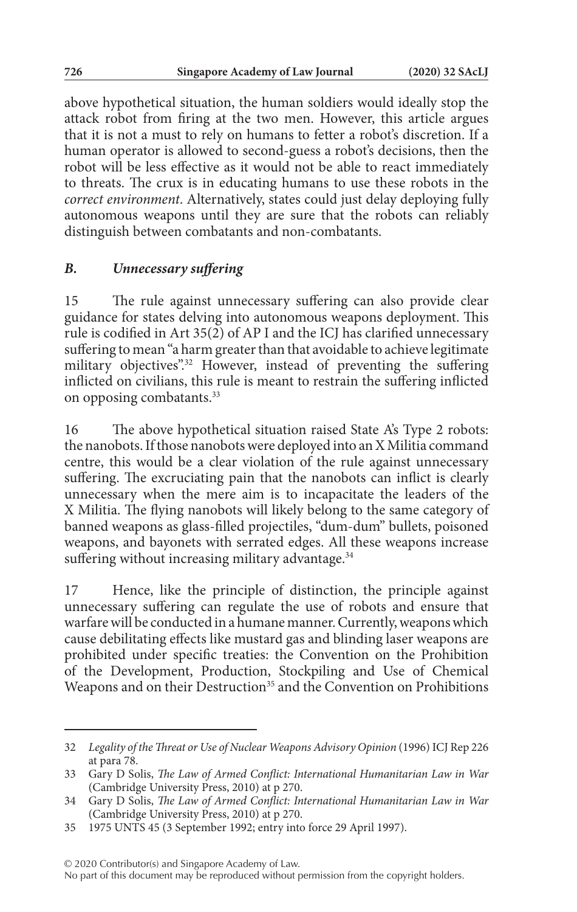above hypothetical situation, the human soldiers would ideally stop the attack robot from firing at the two men. However, this article argues that it is not a must to rely on humans to fetter a robot's discretion. If a human operator is allowed to second-guess a robot's decisions, then the robot will be less effective as it would not be able to react immediately to threats. The crux is in educating humans to use these robots in the *correct environment*. Alternatively, states could just delay deploying fully autonomous weapons until they are sure that the robots can reliably distinguish between combatants and non-combatants.

### *B. Unnecessary suffering*

15 The rule against unnecessary suffering can also provide clear guidance for states delving into autonomous weapons deployment. This rule is codified in Art 35(2) of AP I and the ICJ has clarified unnecessary suffering to mean "a harm greater than that avoidable to achieve legitimate military objectives".[32] However, instead of preventing the suffering inflicted on civilians, this rule is meant to restrain the suffering inflicted on opposing combatants.[33]

16 The above hypothetical situation raised State A's Type 2 robots: the nanobots. If those nanobots were deployed into an X Militia command centre, this would be a clear violation of the rule against unnecessary suffering. The excruciating pain that the nanobots can inflict is clearly unnecessary when the mere aim is to incapacitate the leaders of the X Militia. The flying nanobots will likely belong to the same category of banned weapons as glass-filled projectiles, "dum-dum" bullets, poisoned weapons, and bayonets with serrated edges. All these weapons increase suffering without increasing military advantage.[34]

17 Hence, like the principle of distinction, the principle against unnecessary suffering can regulate the use of robots and ensure that warfare will be conducted in a humane manner. Currently, weapons which cause debilitating effects like mustard gas and blinding laser weapons are prohibited under specific treaties: the Convention on the Prohibition of the Development, Production, Stockpiling and Use of Chemical Weapons and on their Destruction[35] and the Convention on Prohibitions

---

32 *Legality of the Threat or Use of Nuclear Weapons Advisory Opinion* (1996) ICJ Rep 226 at para 78.

33 Gary D Solis, *The Law of Armed Conflict: International Humanitarian Law in War* (Cambridge University Press, 2010) at p 270.

34 Gary D Solis, *The Law of Armed Conflict: International Humanitarian Law in War* (Cambridge University Press, 2010) at p 270.

35 1975 UNTS 45 (3 September 1992; entry into force 29 April 1997).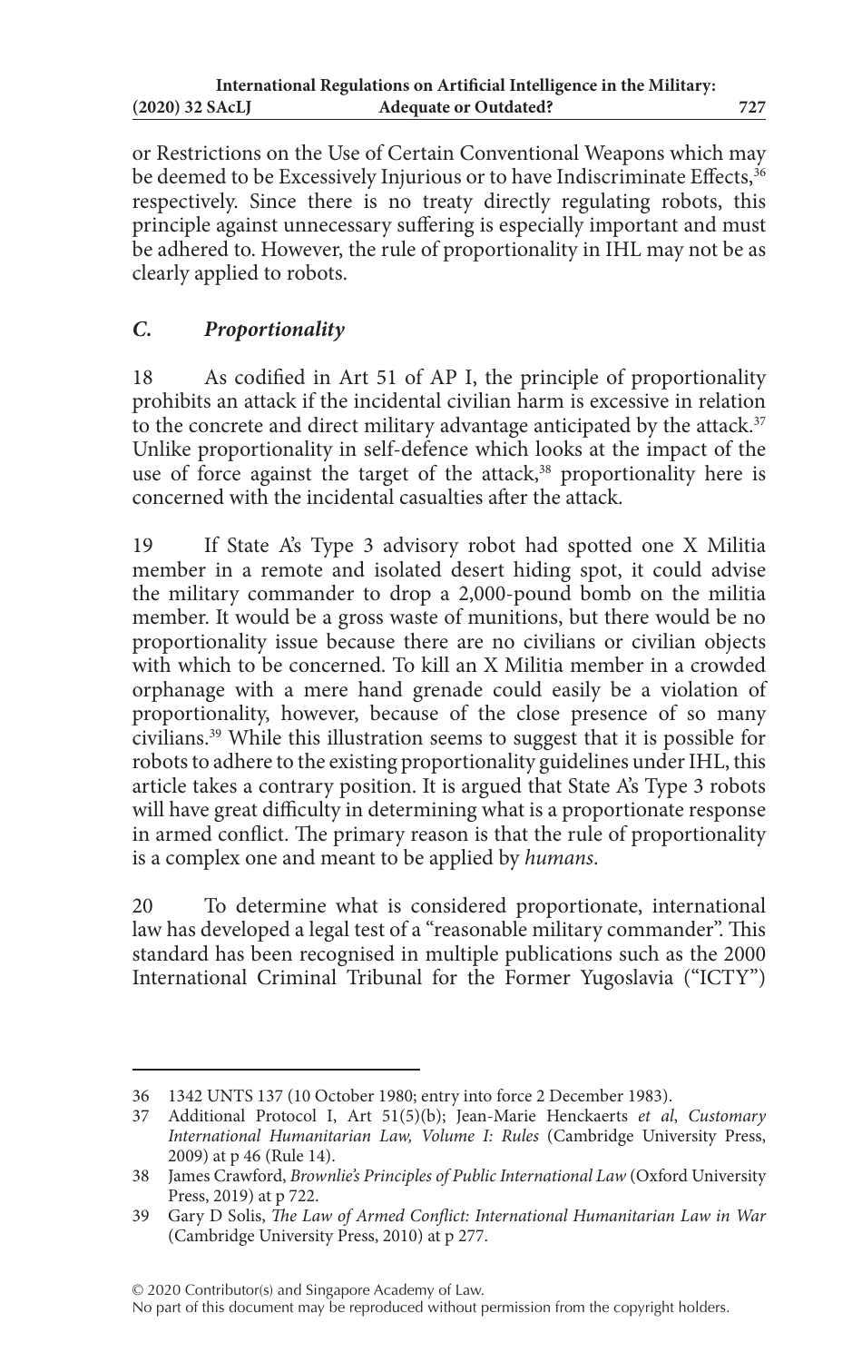or Restrictions on the Use of Certain Conventional Weapons which may be deemed to be Excessively Injurious or to have Indiscriminate Effects,[36] respectively. Since there is no treaty directly regulating robots, this principle against unnecessary suffering is especially important and must be adhered to. However, the rule of proportionality in IHL may not be as clearly applied to robots.

### *C. Proportionality*

18 As codified in Art 51 of AP I, the principle of proportionality prohibits an attack if the incidental civilian harm is excessive in relation to the concrete and direct military advantage anticipated by the attack.[37] Unlike proportionality in self-defence which looks at the impact of the use of force against the target of the attack,[38] proportionality here is concerned with the incidental casualties after the attack.

19 If State A's Type 3 advisory robot had spotted one X Militia member in a remote and isolated desert hiding spot, it could advise the military commander to drop a 2,000-pound bomb on the militia member. It would be a gross waste of munitions, but there would be no proportionality issue because there are no civilians or civilian objects with which to be concerned. To kill an X Militia member in a crowded orphanage with a mere hand grenade could easily be a violation of proportionality, however, because of the close presence of so many civilians.[39] While this illustration seems to suggest that it is possible for robots to adhere to the existing proportionality guidelines under IHL, this article takes a contrary position. It is argued that State A's Type 3 robots will have great difficulty in determining what is a proportionate response in armed conflict. The primary reason is that the rule of proportionality is a complex one and meant to be applied by *humans*.

20 To determine what is considered proportionate, international law has developed a legal test of a "reasonable military commander". This standard has been recognised in multiple publications such as the 2000 International Criminal Tribunal for the Former Yugoslavia ("ICTY")

---

36 1342 UNTS 137 (10 October 1980; entry into force 2 December 1983).

37 Additional Protocol I, Art 51(5)(b); Jean-Marie Henckaerts *et al*, *Customary International Humanitarian Law, Volume I: Rules* (Cambridge University Press, 2009) at p 46 (Rule 14).

38 James Crawford, *Brownlie's Principles of Public International Law* (Oxford University Press, 2019) at p 722.

39 Gary D Solis, *The Law of Armed Conflict: International Humanitarian Law in War* (Cambridge University Press, 2010) at p 277.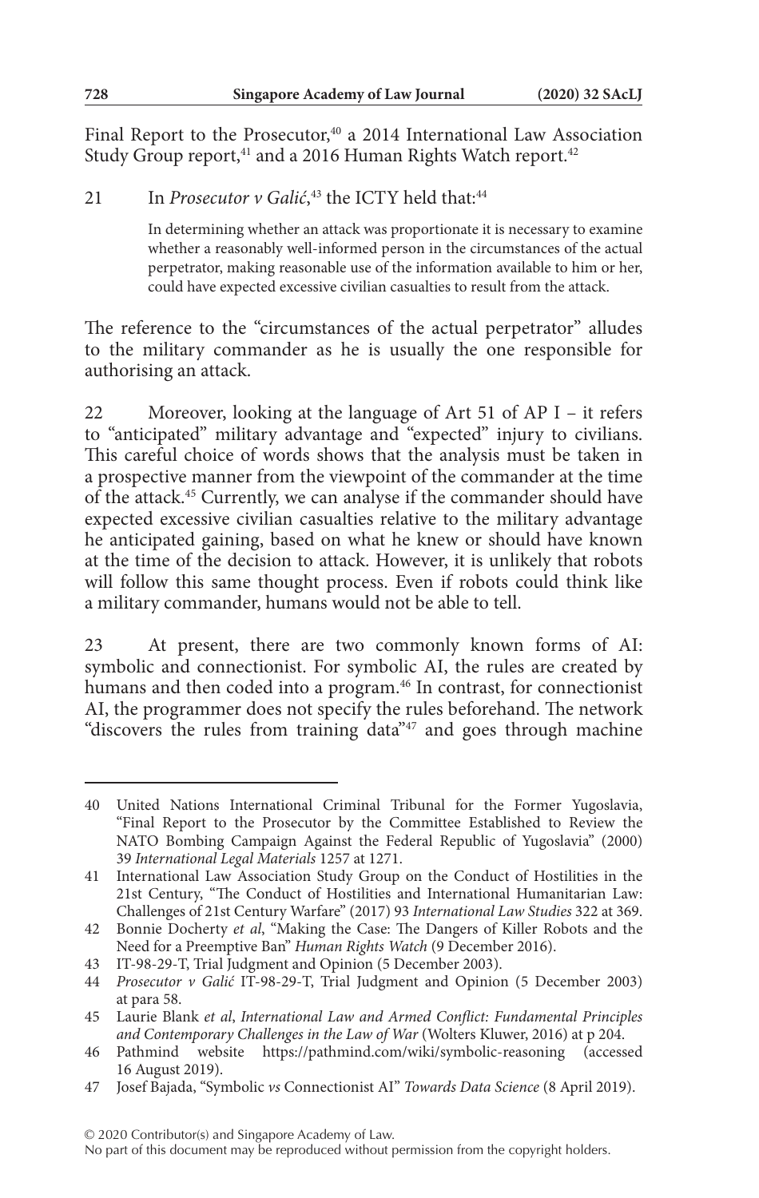Final Report to the Prosecutor,[40] a 2014 International Law Association Study Group report,[41] and a 2016 Human Rights Watch report.[42]

21 In *Prosecutor v Galić*,[43] the ICTY held that:[44]

> In determining whether an attack was proportionate it is necessary to examine whether a reasonably well-informed person in the circumstances of the actual perpetrator, making reasonable use of the information available to him or her, could have expected excessive civilian casualties to result from the attack.

The reference to the "circumstances of the actual perpetrator" alludes to the military commander as he is usually the one responsible for authorising an attack.

22 Moreover, looking at the language of Art 51 of AP I – it refers to "anticipated" military advantage and "expected" injury to civilians. This careful choice of words shows that the analysis must be taken in a prospective manner from the viewpoint of the commander at the time of the attack.[45] Currently, we can analyse if the commander should have expected excessive civilian casualties relative to the military advantage he anticipated gaining, based on what he knew or should have known at the time of the decision to attack. However, it is unlikely that robots will follow this same thought process. Even if robots could think like a military commander, humans would not be able to tell.

23 At present, there are two commonly known forms of AI: symbolic and connectionist. For symbolic AI, the rules are created by humans and then coded into a program.[46] In contrast, for connectionist AI, the programmer does not specify the rules beforehand. The network "discovers the rules from training data"[47] and goes through machine

---

40 United Nations International Criminal Tribunal for the Former Yugoslavia, "Final Report to the Prosecutor by the Committee Established to Review the NATO Bombing Campaign Against the Federal Republic of Yugoslavia" (2000) 39 *International Legal Materials* 1257 at 1271.

41 International Law Association Study Group on the Conduct of Hostilities in the 21st Century, "The Conduct of Hostilities and International Humanitarian Law: Challenges of 21st Century Warfare" (2017) 93 *International Law Studies* 322 at 369.

42 Bonnie Docherty *et al*, "Making the Case: The Dangers of Killer Robots and the Need for a Preemptive Ban" *Human Rights Watch* (9 December 2016).

43 IT-98-29-T, Trial Judgment and Opinion (5 December 2003).

44 *Prosecutor v Galić* IT-98-29-T, Trial Judgment and Opinion (5 December 2003) at para 58.

45 Laurie Blank *et al*, *International Law and Armed Conflict: Fundamental Principles and Contemporary Challenges in the Law of War* (Wolters Kluwer, 2016) at p 204.

46 Pathmind website https://pathmind.com/wiki/symbolic-reasoning (accessed 16 August 2019).

47 Josef Bajada, "Symbolic *vs* Connectionist AI" *Towards Data Science* (8 April 2019).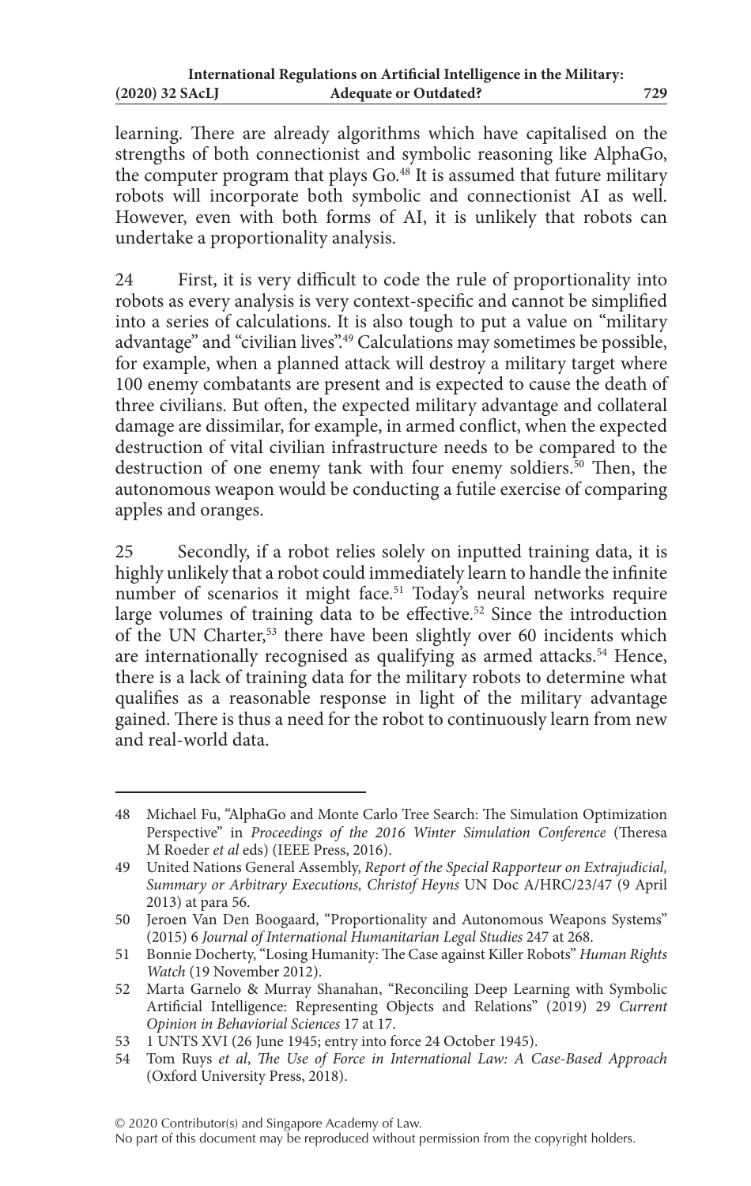learning. There are already algorithms which have capitalised on the strengths of both connectionist and symbolic reasoning like AlphaGo, the computer program that plays Go.[48] It is assumed that future military robots will incorporate both symbolic and connectionist AI as well. However, even with both forms of AI, it is unlikely that robots can undertake a proportionality analysis.

24 First, it is very difficult to code the rule of proportionality into robots as every analysis is very context-specific and cannot be simplified into a series of calculations. It is also tough to put a value on "military advantage" and "civilian lives".[49] Calculations may sometimes be possible, for example, when a planned attack will destroy a military target where 100 enemy combatants are present and is expected to cause the death of three civilians. But often, the expected military advantage and collateral damage are dissimilar, for example, in armed conflict, when the expected destruction of vital civilian infrastructure needs to be compared to the destruction of one enemy tank with four enemy soldiers.[50] Then, the autonomous weapon would be conducting a futile exercise of comparing apples and oranges.

25 Secondly, if a robot relies solely on inputted training data, it is highly unlikely that a robot could immediately learn to handle the infinite number of scenarios it might face.[51] Today's neural networks require large volumes of training data to be effective.[52] Since the introduction of the UN Charter,[53] there have been slightly over 60 incidents which are internationally recognised as qualifying as armed attacks.[54] Hence, there is a lack of training data for the military robots to determine what qualifies as a reasonable response in light of the military advantage gained. There is thus a need for the robot to continuously learn from new and real-world data.

---

48 Michael Fu, "AlphaGo and Monte Carlo Tree Search: The Simulation Optimization Perspective" in *Proceedings of the 2016 Winter Simulation Conference* (Theresa M Roeder *et al* eds) (IEEE Press, 2016).

49 United Nations General Assembly, *Report of the Special Rapporteur on Extrajudicial, Summary or Arbitrary Executions, Christof Heyns* UN Doc A/HRC/23/47 (9 April 2013) at para 56.

50 Jeroen Van Den Boogaard, "Proportionality and Autonomous Weapons Systems" (2015) 6 *Journal of International Humanitarian Legal Studies* 247 at 268.

51 Bonnie Docherty, "Losing Humanity: The Case against Killer Robots" *Human Rights Watch* (19 November 2012).

52 Marta Garnelo & Murray Shanahan, "Reconciling Deep Learning with Symbolic Artificial Intelligence: Representing Objects and Relations" (2019) 29 *Current Opinion in Behaviorial Sciences* 17 at 17.

53 1 UNTS XVI (26 June 1945; entry into force 24 October 1945).

54 Tom Ruys *et al*, *The Use of Force in International Law: A Case-Based Approach* (Oxford University Press, 2018).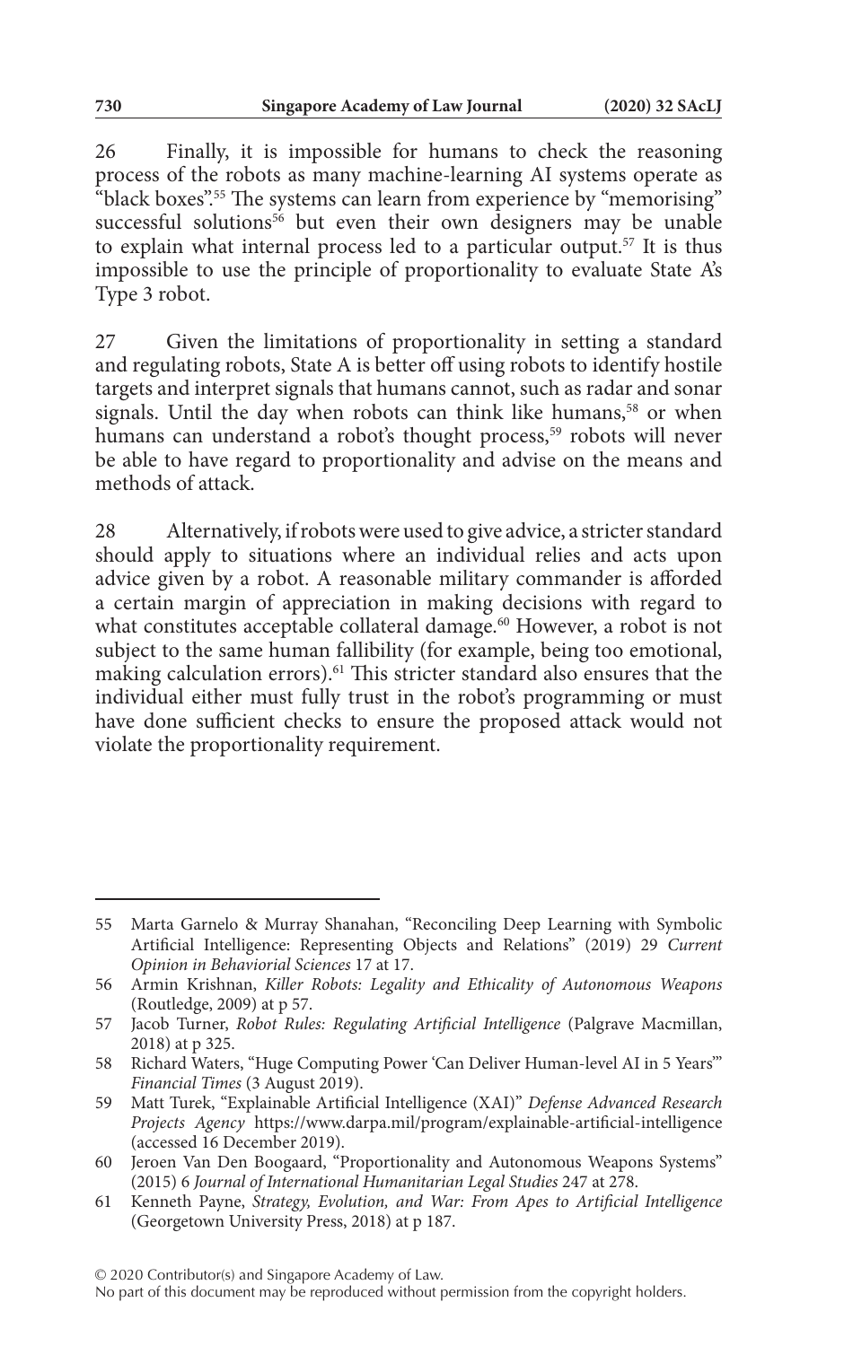26 Finally, it is impossible for humans to check the reasoning process of the robots as many machine-learning AI systems operate as "black boxes".[55] The systems can learn from experience by "memorising" successful solutions[56] but even their own designers may be unable to explain what internal process led to a particular output.[57] It is thus impossible to use the principle of proportionality to evaluate State A's Type 3 robot.

27 Given the limitations of proportionality in setting a standard and regulating robots, State A is better off using robots to identify hostile targets and interpret signals that humans cannot, such as radar and sonar signals. Until the day when robots can think like humans,[58] or when humans can understand a robot's thought process,[59] robots will never be able to have regard to proportionality and advise on the means and methods of attack.

28 Alternatively, if robots were used to give advice, a stricter standard should apply to situations where an individual relies and acts upon advice given by a robot. A reasonable military commander is afforded a certain margin of appreciation in making decisions with regard to what constitutes acceptable collateral damage.[60] However, a robot is not subject to the same human fallibility (for example, being too emotional, making calculation errors).[61] This stricter standard also ensures that the individual either must fully trust in the robot's programming or must have done sufficient checks to ensure the proposed attack would not violate the proportionality requirement.

---

55 Marta Garnelo & Murray Shanahan, "Reconciling Deep Learning with Symbolic Artificial Intelligence: Representing Objects and Relations" (2019) 29 *Current Opinion in Behaviorial Sciences* 17 at 17.

56 Armin Krishnan, *Killer Robots: Legality and Ethicality of Autonomous Weapons* (Routledge, 2009) at p 57.

57 Jacob Turner, *Robot Rules: Regulating Artificial Intelligence* (Palgrave Macmillan, 2018) at p 325.

58 Richard Waters, "Huge Computing Power 'Can Deliver Human-level AI in 5 Years'" *Financial Times* (3 August 2019).

59 Matt Turek, "Explainable Artificial Intelligence (XAI)" *Defense Advanced Research Projects Agency* https://www.darpa.mil/program/explainable-artificial-intelligence (accessed 16 December 2019).

60 Jeroen Van Den Boogaard, "Proportionality and Autonomous Weapons Systems" (2015) 6 *Journal of International Humanitarian Legal Studies* 247 at 278.

61 Kenneth Payne, *Strategy, Evolution, and War: From Apes to Artificial Intelligence* (Georgetown University Press, 2018) at p 187.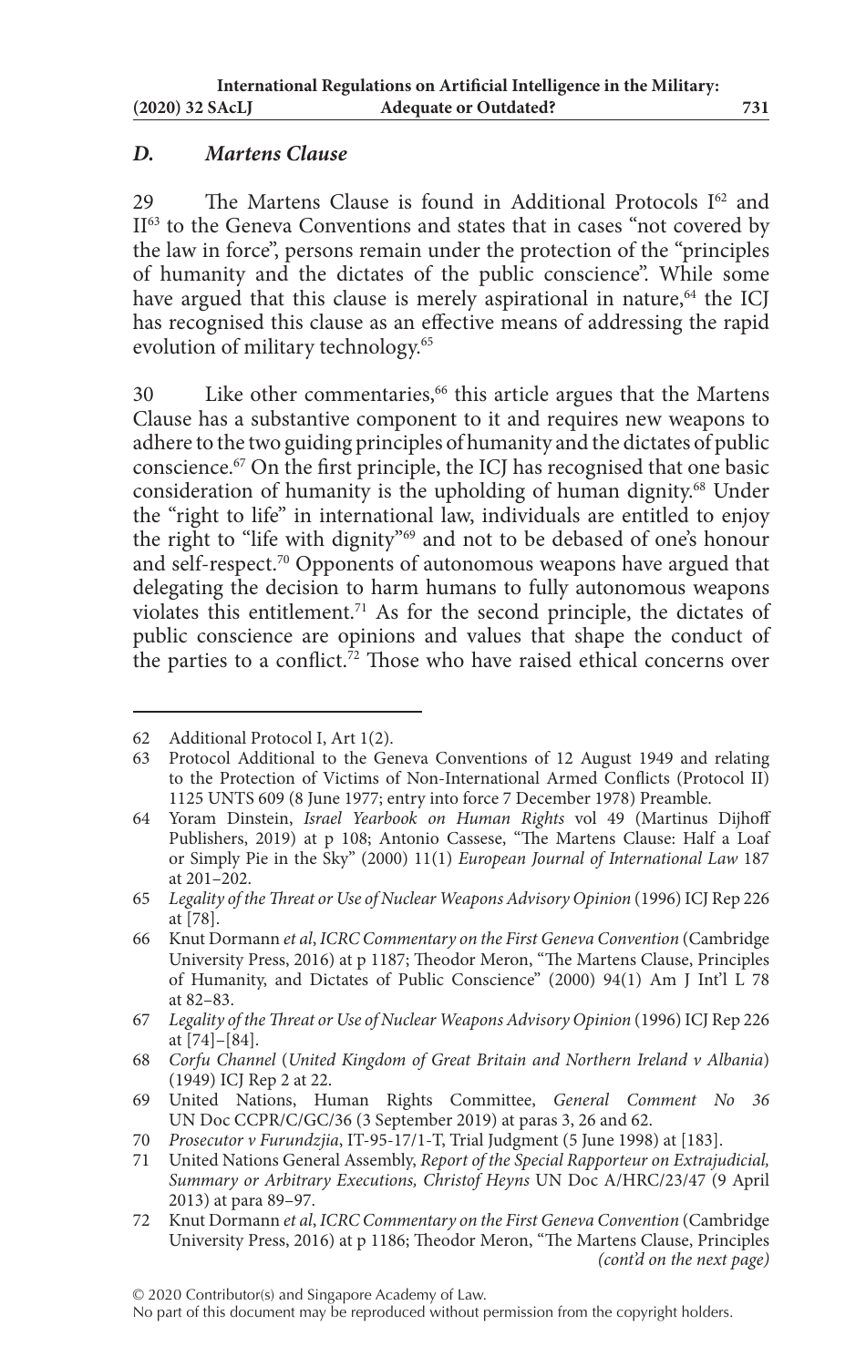### *D. Martens Clause*

29 The Martens Clause is found in Additional Protocols I[62] and II[63] to the Geneva Conventions and states that in cases "not covered by the law in force", persons remain under the protection of the "principles of humanity and the dictates of the public conscience". While some have argued that this clause is merely aspirational in nature,[64] the ICJ has recognised this clause as an effective means of addressing the rapid evolution of military technology.[65]

30 Like other commentaries,[66] this article argues that the Martens Clause has a substantive component to it and requires new weapons to adhere to the two guiding principles of humanity and the dictates of public conscience.[67] On the first principle, the ICJ has recognised that one basic consideration of humanity is the upholding of human dignity.[68] Under the "right to life" in international law, individuals are entitled to enjoy the right to "life with dignity"[69] and not to be debased of one's honour and self-respect.[70] Opponents of autonomous weapons have argued that delegating the decision to harm humans to fully autonomous weapons violates this entitlement.[71] As for the second principle, the dictates of public conscience are opinions and values that shape the conduct of the parties to a conflict.[72] Those who have raised ethical concerns over

---

62 Additional Protocol I, Art 1(2).

63 Protocol Additional to the Geneva Conventions of 12 August 1949 and relating to the Protection of Victims of Non-International Armed Conflicts (Protocol II) 1125 UNTS 609 (8 June 1977; entry into force 7 December 1978) Preamble.

64 Yoram Dinstein, *Israel Yearbook on Human Rights* vol 49 (Martinus Dijhoff Publishers, 2019) at p 108; Antonio Cassese, "The Martens Clause: Half a Loaf or Simply Pie in the Sky" (2000) 11(1) *European Journal of International Law* 187 at 201–202.

65 *Legality of the Threat or Use of Nuclear Weapons Advisory Opinion* (1996) ICJ Rep 226 at [78].

66 Knut Dormann *et al*, *ICRC Commentary on the First Geneva Convention* (Cambridge University Press, 2016) at p 1187; Theodor Meron, "The Martens Clause, Principles of Humanity, and Dictates of Public Conscience" (2000) 94(1) Am J Int'l L 78 at 82–83.

67 *Legality of the Threat or Use of Nuclear Weapons Advisory Opinion* (1996) ICJ Rep 226 at [74]–[84].

68 *Corfu Channel* (*United Kingdom of Great Britain and Northern Ireland v Albania*) (1949) ICJ Rep 2 at 22.

69 United Nations, Human Rights Committee, *General Comment No 36* UN Doc CCPR/C/GC/36 (3 September 2019) at paras 3, 26 and 62.

70 *Prosecutor v Furundzjia*, IT-95-17/1-T, Trial Judgment (5 June 1998) at [183].

71 United Nations General Assembly, *Report of the Special Rapporteur on Extrajudicial, Summary or Arbitrary Executions, Christof Heyns* UN Doc A/HRC/23/47 (9 April 2013) at para 89–97.

72 Knut Dormann *et al*, *ICRC Commentary on the First Geneva Convention* (Cambridge University Press, 2016) at p 1186; Theodor Meron, "The Martens Clause, Principles *(cont'd on the next page)*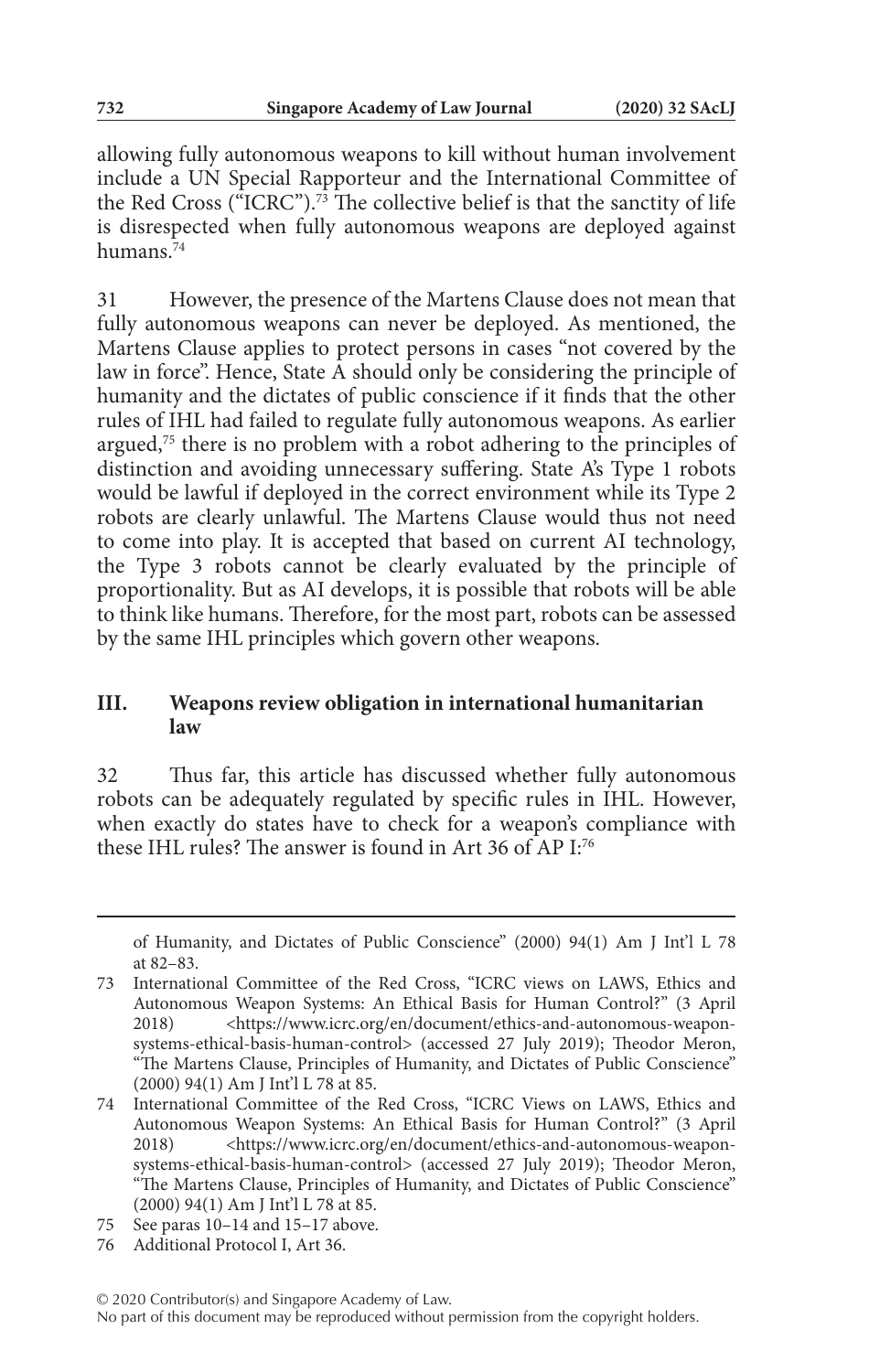allowing fully autonomous weapons to kill without human involvement include a UN Special Rapporteur and the International Committee of the Red Cross ("ICRC").[73] The collective belief is that the sanctity of life is disrespected when fully autonomous weapons are deployed against humans.[74]

31 However, the presence of the Martens Clause does not mean that fully autonomous weapons can never be deployed. As mentioned, the Martens Clause applies to protect persons in cases "not covered by the law in force". Hence, State A should only be considering the principle of humanity and the dictates of public conscience if it finds that the other rules of IHL had failed to regulate fully autonomous weapons. As earlier argued,[75] there is no problem with a robot adhering to the principles of distinction and avoiding unnecessary suffering. State A's Type 1 robots would be lawful if deployed in the correct environment while its Type 2 robots are clearly unlawful. The Martens Clause would thus not need to come into play. It is accepted that based on current AI technology, the Type 3 robots cannot be clearly evaluated by the principle of proportionality. But as AI develops, it is possible that robots will be able to think like humans. Therefore, for the most part, robots can be assessed by the same IHL principles which govern other weapons.

## III. Weapons review obligation in international humanitarian law

32 Thus far, this article has discussed whether fully autonomous robots can be adequately regulated by specific rules in IHL. However, when exactly do states have to check for a weapon's compliance with these IHL rules? The answer is found in Art 36 of AP I:[76]

---

of Humanity, and Dictates of Public Conscience" (2000) 94(1) Am J Int'l L 78 at 82–83.

73 International Committee of the Red Cross, "ICRC views on LAWS, Ethics and Autonomous Weapon Systems: An Ethical Basis for Human Control?" (3 April 2018) <https://www.icrc.org/en/document/ethics-and-autonomous-weapon-systems-ethical-basis-human-control> (accessed 27 July 2019); Theodor Meron, "The Martens Clause, Principles of Humanity, and Dictates of Public Conscience" (2000) 94(1) Am J Int'l L 78 at 85.

74 International Committee of the Red Cross, "ICRC Views on LAWS, Ethics and Autonomous Weapon Systems: An Ethical Basis for Human Control?" (3 April 2018) <https://www.icrc.org/en/document/ethics-and-autonomous-weapon-systems-ethical-basis-human-control> (accessed 27 July 2019); Theodor Meron, "The Martens Clause, Principles of Humanity, and Dictates of Public Conscience" (2000) 94(1) Am J Int'l L 78 at 85.

75 See paras 10–14 and 15–17 above.

76 Additional Protocol I, Art 36.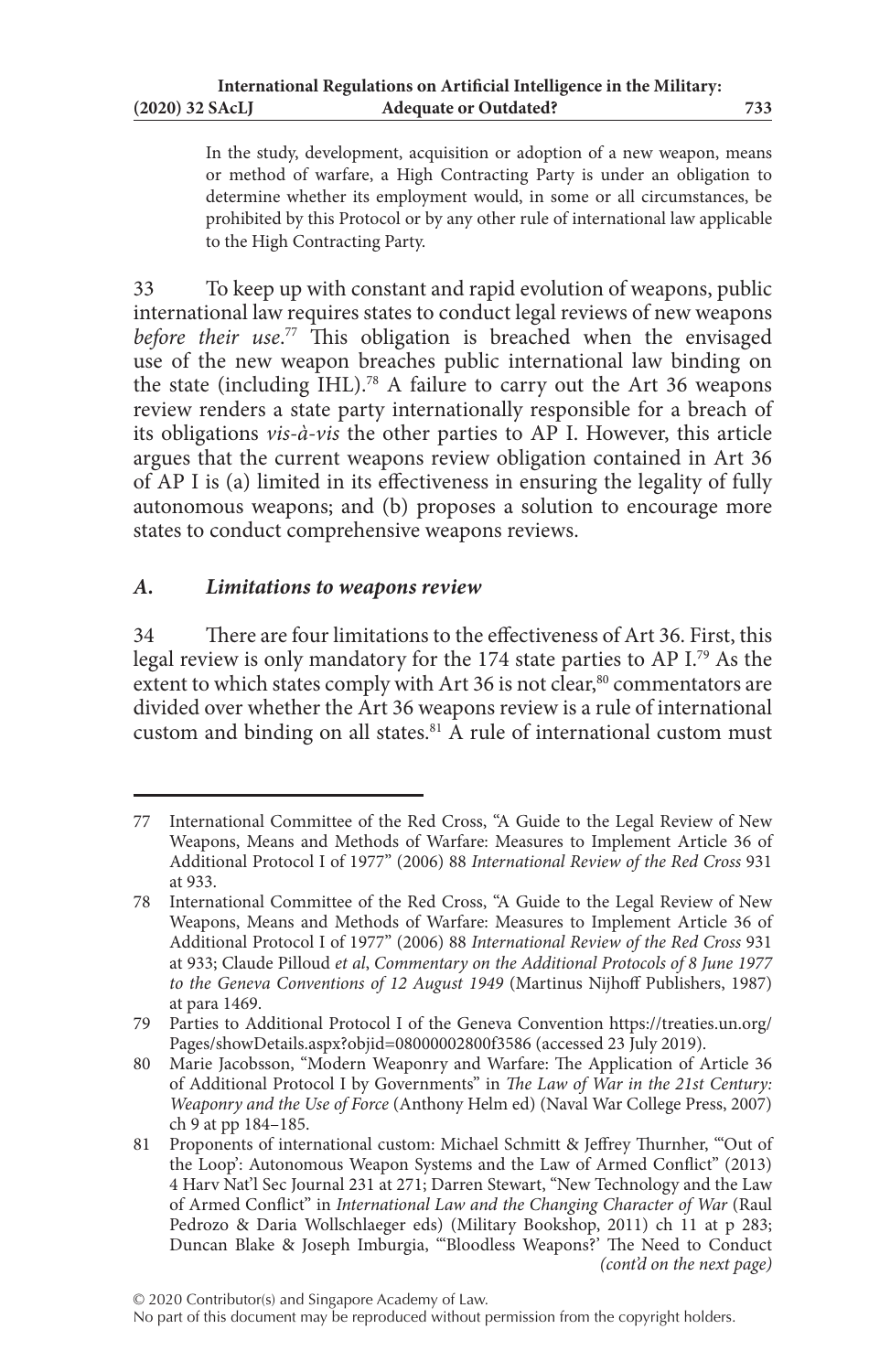> In the study, development, acquisition or adoption of a new weapon, means or method of warfare, a High Contracting Party is under an obligation to determine whether its employment would, in some or all circumstances, be prohibited by this Protocol or by any other rule of international law applicable to the High Contracting Party.

33 To keep up with constant and rapid evolution of weapons, public international law requires states to conduct legal reviews of new weapons *before their use*.[77] This obligation is breached when the envisaged use of the new weapon breaches public international law binding on the state (including IHL).[78] A failure to carry out the Art 36 weapons review renders a state party internationally responsible for a breach of its obligations *vis-à-vis* the other parties to AP I. However, this article argues that the current weapons review obligation contained in Art 36 of AP I is (a) limited in its effectiveness in ensuring the legality of fully autonomous weapons; and (b) proposes a solution to encourage more states to conduct comprehensive weapons reviews.

### *A. Limitations to weapons review*

34 There are four limitations to the effectiveness of Art 36. First, this legal review is only mandatory for the 174 state parties to AP I.[79] As the extent to which states comply with Art 36 is not clear,[80] commentators are divided over whether the Art 36 weapons review is a rule of international custom and binding on all states.[81] A rule of international custom must

---

77 International Committee of the Red Cross, "A Guide to the Legal Review of New Weapons, Means and Methods of Warfare: Measures to Implement Article 36 of Additional Protocol I of 1977" (2006) 88 *International Review of the Red Cross* 931 at 933.

78 International Committee of the Red Cross, "A Guide to the Legal Review of New Weapons, Means and Methods of Warfare: Measures to Implement Article 36 of Additional Protocol I of 1977" (2006) 88 *International Review of the Red Cross* 931 at 933; Claude Pilloud *et al*, *Commentary on the Additional Protocols of 8 June 1977 to the Geneva Conventions of 12 August 1949* (Martinus Nijhoff Publishers, 1987) at para 1469.

79 Parties to Additional Protocol I of the Geneva Convention https://treaties.un.org/Pages/showDetails.aspx?objid=08000002800f3586 (accessed 23 July 2019).

80 Marie Jacobsson, "Modern Weaponry and Warfare: The Application of Article 36 of Additional Protocol I by Governments" in *The Law of War in the 21st Century: Weaponry and the Use of Force* (Anthony Helm ed) (Naval War College Press, 2007) ch 9 at pp 184–185.

81 Proponents of international custom: Michael Schmitt & Jeffrey Thurnher, "'Out of the Loop': Autonomous Weapon Systems and the Law of Armed Conflict" (2013) 4 Harv Nat'l Sec Journal 231 at 271; Darren Stewart, "New Technology and the Law of Armed Conflict" in *International Law and the Changing Character of War* (Raul Pedrozo & Daria Wollschlaeger eds) (Military Bookshop, 2011) ch 11 at p 283; Duncan Blake & Joseph Imburgia, "'Bloodless Weapons?' The Need to Conduct *(cont'd on the next page)*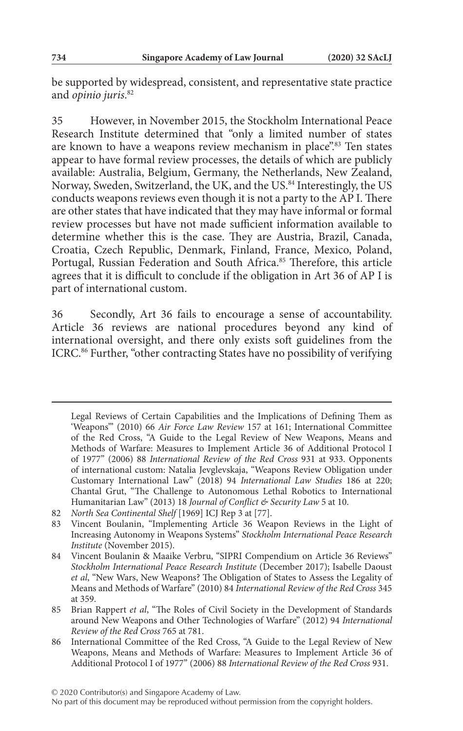be supported by widespread, consistent, and representative state practice and *opinio juris*.[82]

35 However, in November 2015, the Stockholm International Peace Research Institute determined that "only a limited number of states are known to have a weapons review mechanism in place".[83] Ten states appear to have formal review processes, the details of which are publicly available: Australia, Belgium, Germany, the Netherlands, New Zealand, Norway, Sweden, Switzerland, the UK, and the US.[84] Interestingly, the US conducts weapons reviews even though it is not a party to the AP I. There are other states that have indicated that they may have informal or formal review processes but have not made sufficient information available to determine whether this is the case. They are Austria, Brazil, Canada, Croatia, Czech Republic, Denmark, Finland, France, Mexico, Poland, Portugal, Russian Federation and South Africa.[85] Therefore, this article agrees that it is difficult to conclude if the obligation in Art 36 of AP I is part of international custom.

36 Secondly, Art 36 fails to encourage a sense of accountability. Article 36 reviews are national procedures beyond any kind of international oversight, and there only exists soft guidelines from the ICRC.[86] Further, "other contracting States have no possibility of verifying

---

Legal Reviews of Certain Capabilities and the Implications of Defining Them as 'Weapons'" (2010) 66 *Air Force Law Review* 157 at 161; International Committee of the Red Cross, "A Guide to the Legal Review of New Weapons, Means and Methods of Warfare: Measures to Implement Article 36 of Additional Protocol I of 1977" (2006) 88 *International Review of the Red Cross* 931 at 933. Opponents of international custom: Natalia Jevglevskaja, "Weapons Review Obligation under Customary International Law" (2018) 94 *International Law Studies* 186 at 220; Chantal Grut, "The Challenge to Autonomous Lethal Robotics to International Humanitarian Law" (2013) 18 *Journal of Conflict & Security Law* 5 at 10.

82 *North Sea Continental Shelf* [1969] ICJ Rep 3 at [77].

83 Vincent Boulanin, "Implementing Article 36 Weapon Reviews in the Light of Increasing Autonomy in Weapons Systems" *Stockholm International Peace Research Institute* (November 2015).

84 Vincent Boulanin & Maaike Verbru, "SIPRI Compendium on Article 36 Reviews" *Stockholm International Peace Research Institute* (December 2017); Isabelle Daoust *et al*, "New Wars, New Weapons? The Obligation of States to Assess the Legality of Means and Methods of Warfare" (2010) 84 *International Review of the Red Cross* 345 at 359.

85 Brian Rappert *et al*, "The Roles of Civil Society in the Development of Standards around New Weapons and Other Technologies of Warfare" (2012) 94 *International Review of the Red Cross* 765 at 781.

86 International Committee of the Red Cross, "A Guide to the Legal Review of New Weapons, Means and Methods of Warfare: Measures to Implement Article 36 of Additional Protocol I of 1977" (2006) 88 *International Review of the Red Cross* 931.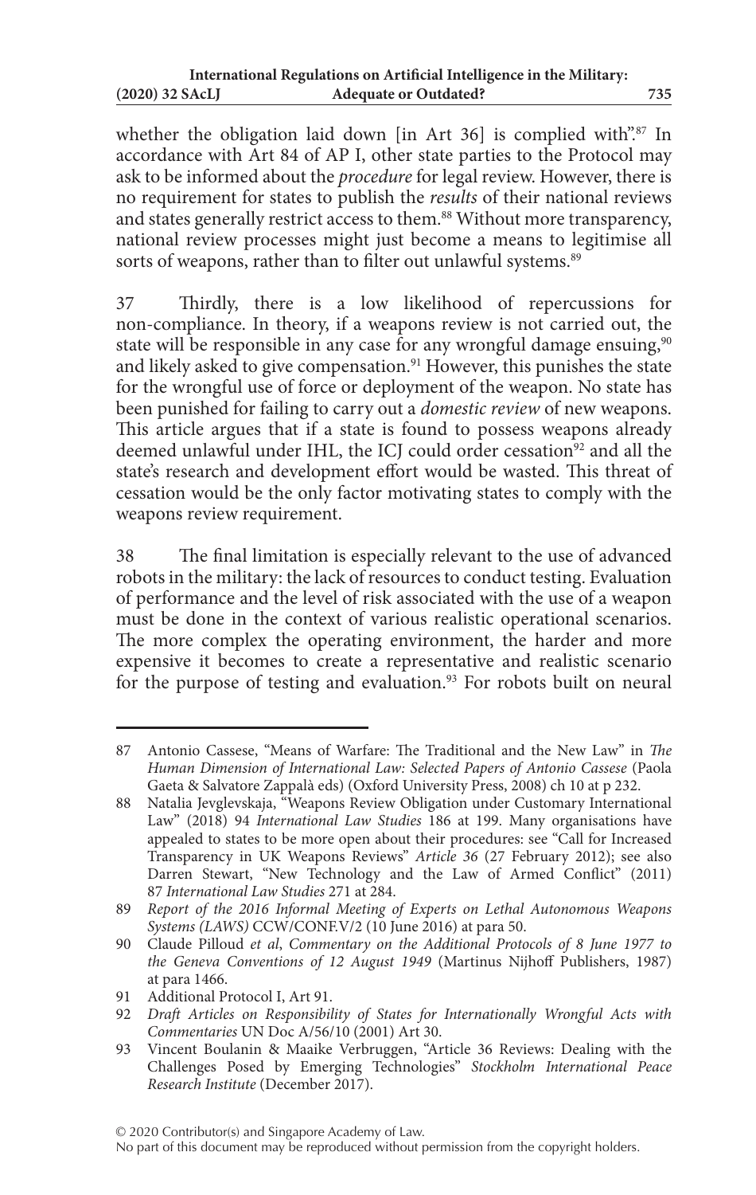whether the obligation laid down [in Art 36] is complied with".[87] In accordance with Art 84 of AP I, other state parties to the Protocol may ask to be informed about the *procedure* for legal review. However, there is no requirement for states to publish the *results* of their national reviews and states generally restrict access to them.[88] Without more transparency, national review processes might just become a means to legitimise all sorts of weapons, rather than to filter out unlawful systems.[89]

37 Thirdly, there is a low likelihood of repercussions for non-compliance. In theory, if a weapons review is not carried out, the state will be responsible in any case for any wrongful damage ensuing,[90] and likely asked to give compensation.[91] However, this punishes the state for the wrongful use of force or deployment of the weapon. No state has been punished for failing to carry out a *domestic review* of new weapons. This article argues that if a state is found to possess weapons already deemed unlawful under IHL, the ICJ could order cessation[92] and all the state's research and development effort would be wasted. This threat of cessation would be the only factor motivating states to comply with the weapons review requirement.

38 The final limitation is especially relevant to the use of advanced robots in the military: the lack of resources to conduct testing. Evaluation of performance and the level of risk associated with the use of a weapon must be done in the context of various realistic operational scenarios. The more complex the operating environment, the harder and more expensive it becomes to create a representative and realistic scenario for the purpose of testing and evaluation.[93] For robots built on neural

---

87 Antonio Cassese, "Means of Warfare: The Traditional and the New Law" in *The Human Dimension of International Law: Selected Papers of Antonio Cassese* (Paola Gaeta & Salvatore Zappalà eds) (Oxford University Press, 2008) ch 10 at p 232.

88 Natalia Jevglevskaja, "Weapons Review Obligation under Customary International Law" (2018) 94 *International Law Studies* 186 at 199. Many organisations have appealed to states to be more open about their procedures: see "Call for Increased Transparency in UK Weapons Reviews" *Article 36* (27 February 2012); see also Darren Stewart, "New Technology and the Law of Armed Conflict" (2011) 87 *International Law Studies* 271 at 284.

89 *Report of the 2016 Informal Meeting of Experts on Lethal Autonomous Weapons Systems (LAWS)* CCW/CONF.V/2 (10 June 2016) at para 50.

90 Claude Pilloud *et al*, *Commentary on the Additional Protocols of 8 June 1977 to the Geneva Conventions of 12 August 1949* (Martinus Nijhoff Publishers, 1987) at para 1466.

91 Additional Protocol I, Art 91.

92 *Draft Articles on Responsibility of States for Internationally Wrongful Acts with Commentaries* UN Doc A/56/10 (2001) Art 30.

93 Vincent Boulanin & Maaike Verbruggen, "Article 36 Reviews: Dealing with the Challenges Posed by Emerging Technologies" *Stockholm International Peace Research Institute* (December 2017).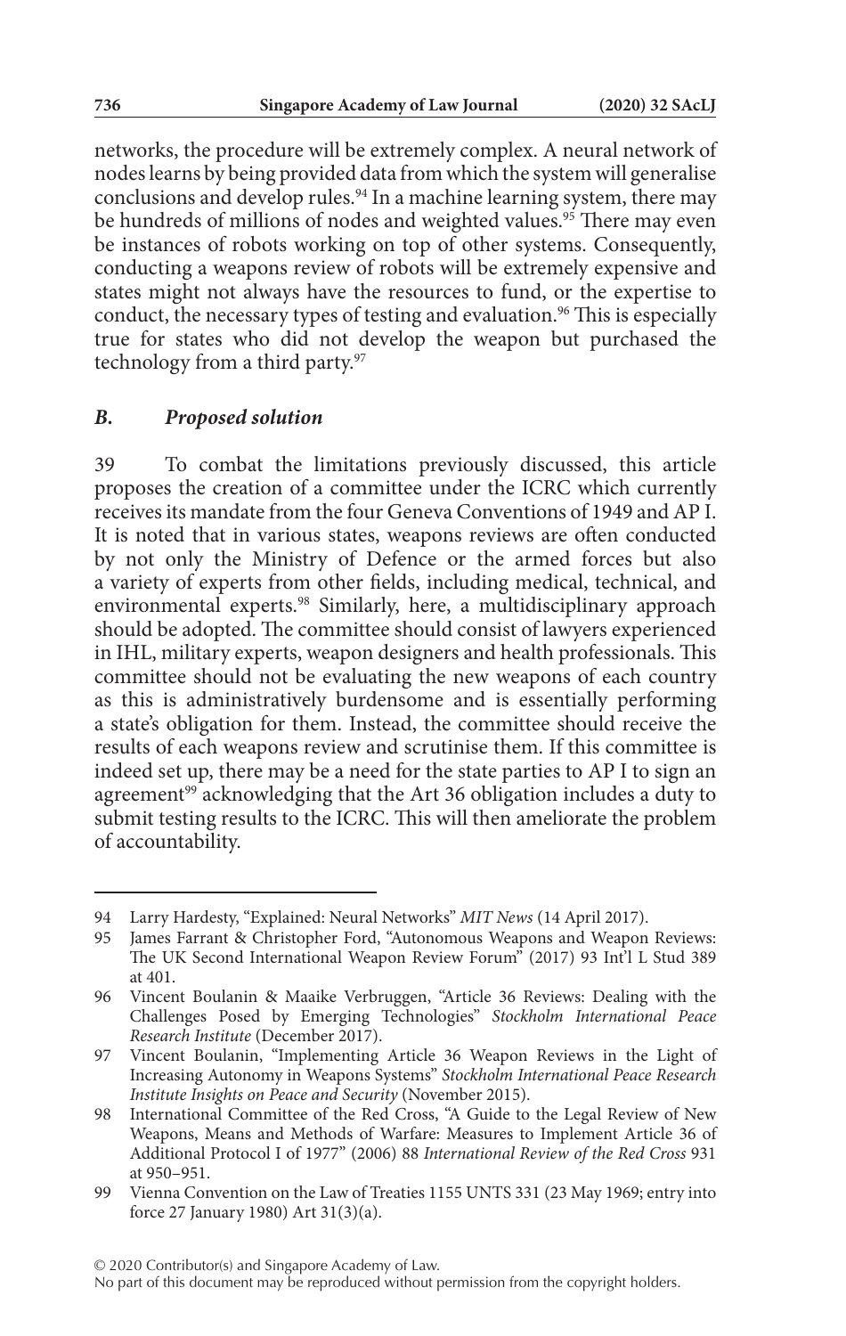networks, the procedure will be extremely complex. A neural network of nodes learns by being provided data from which the system will generalise conclusions and develop rules.[94] In a machine learning system, there may be hundreds of millions of nodes and weighted values.[95] There may even be instances of robots working on top of other systems. Consequently, conducting a weapons review of robots will be extremely expensive and states might not always have the resources to fund, or the expertise to conduct, the necessary types of testing and evaluation.[96] This is especially true for states who did not develop the weapon but purchased the technology from a third party.[97]

### *B. Proposed solution*

39 To combat the limitations previously discussed, this article proposes the creation of a committee under the ICRC which currently receives its mandate from the four Geneva Conventions of 1949 and AP I. It is noted that in various states, weapons reviews are often conducted by not only the Ministry of Defence or the armed forces but also a variety of experts from other fields, including medical, technical, and environmental experts.[98] Similarly, here, a multidisciplinary approach should be adopted. The committee should consist of lawyers experienced in IHL, military experts, weapon designers and health professionals. This committee should not be evaluating the new weapons of each country as this is administratively burdensome and is essentially performing a state's obligation for them. Instead, the committee should receive the results of each weapons review and scrutinise them. If this committee is indeed set up, there may be a need for the state parties to AP I to sign an agreement[99] acknowledging that the Art 36 obligation includes a duty to submit testing results to the ICRC. This will then ameliorate the problem of accountability.

---

94 Larry Hardesty, "Explained: Neural Networks" *MIT News* (14 April 2017).

95 James Farrant & Christopher Ford, "Autonomous Weapons and Weapon Reviews: The UK Second International Weapon Review Forum" (2017) 93 Int'l L Stud 389 at 401.

96 Vincent Boulanin & Maaike Verbruggen, "Article 36 Reviews: Dealing with the Challenges Posed by Emerging Technologies" *Stockholm International Peace Research Institute* (December 2017).

97 Vincent Boulanin, "Implementing Article 36 Weapon Reviews in the Light of Increasing Autonomy in Weapons Systems" *Stockholm International Peace Research Institute Insights on Peace and Security* (November 2015).

98 International Committee of the Red Cross, "A Guide to the Legal Review of New Weapons, Means and Methods of Warfare: Measures to Implement Article 36 of Additional Protocol I of 1977" (2006) 88 *International Review of the Red Cross* 931 at 950–951.

99 Vienna Convention on the Law of Treaties 1155 UNTS 331 (23 May 1969; entry into force 27 January 1980) Art 31(3)(a).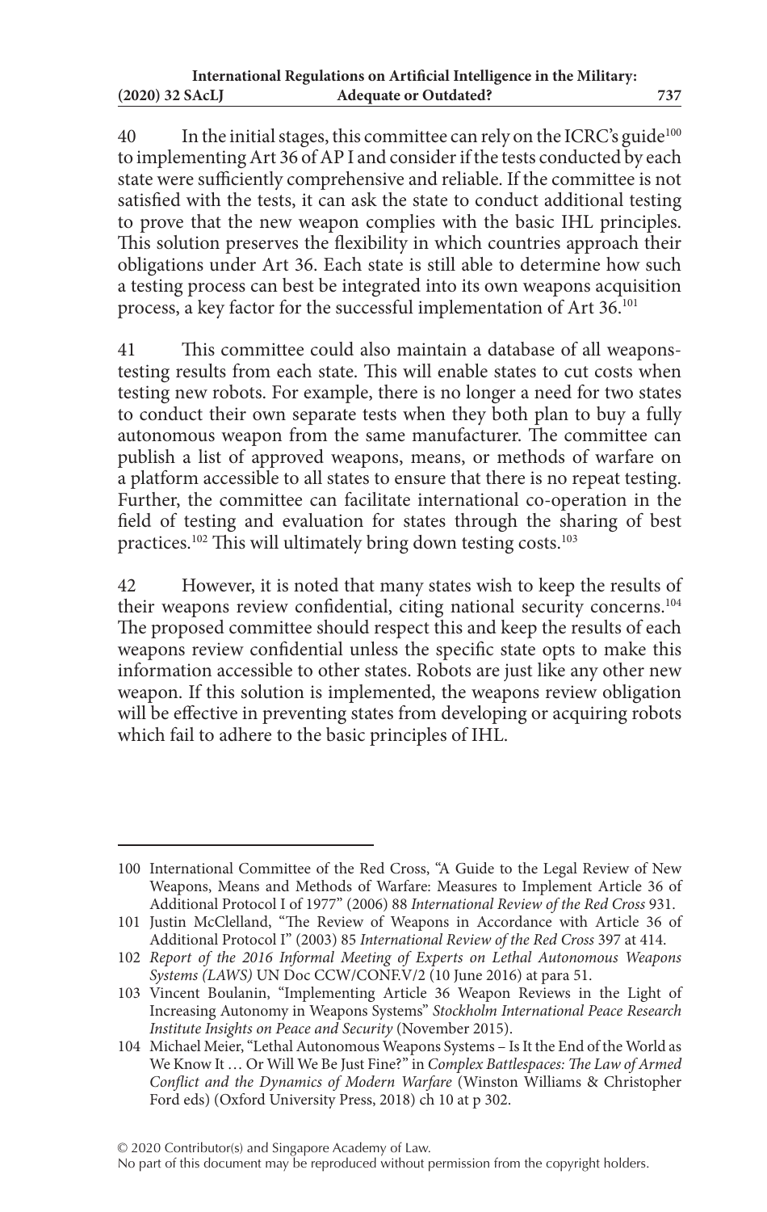40 In the initial stages, this committee can rely on the ICRC's guide[100] to implementing Art 36 of AP I and consider if the tests conducted by each state were sufficiently comprehensive and reliable. If the committee is not satisfied with the tests, it can ask the state to conduct additional testing to prove that the new weapon complies with the basic IHL principles. This solution preserves the flexibility in which countries approach their obligations under Art 36. Each state is still able to determine how such a testing process can best be integrated into its own weapons acquisition process, a key factor for the successful implementation of Art 36.[101]

41 This committee could also maintain a database of all weapons-testing results from each state. This will enable states to cut costs when testing new robots. For example, there is no longer a need for two states to conduct their own separate tests when they both plan to buy a fully autonomous weapon from the same manufacturer. The committee can publish a list of approved weapons, means, or methods of warfare on a platform accessible to all states to ensure that there is no repeat testing. Further, the committee can facilitate international co-operation in the field of testing and evaluation for states through the sharing of best practices.[102] This will ultimately bring down testing costs.[103]

42 However, it is noted that many states wish to keep the results of their weapons review confidential, citing national security concerns.[104] The proposed committee should respect this and keep the results of each weapons review confidential unless the specific state opts to make this information accessible to other states. Robots are just like any other new weapon. If this solution is implemented, the weapons review obligation will be effective in preventing states from developing or acquiring robots which fail to adhere to the basic principles of IHL.

---

100 International Committee of the Red Cross, "A Guide to the Legal Review of New Weapons, Means and Methods of Warfare: Measures to Implement Article 36 of Additional Protocol I of 1977" (2006) 88 *International Review of the Red Cross* 931.

101 Justin McClelland, "The Review of Weapons in Accordance with Article 36 of Additional Protocol I" (2003) 85 *International Review of the Red Cross* 397 at 414.

102 *Report of the 2016 Informal Meeting of Experts on Lethal Autonomous Weapons Systems (LAWS)* UN Doc CCW/CONF.V/2 (10 June 2016) at para 51.

103 Vincent Boulanin, "Implementing Article 36 Weapon Reviews in the Light of Increasing Autonomy in Weapons Systems" *Stockholm International Peace Research Institute Insights on Peace and Security* (November 2015).

104 Michael Meier, "Lethal Autonomous Weapons Systems – Is It the End of the World as We Know It … Or Will We Be Just Fine?" in *Complex Battlespaces: The Law of Armed Conflict and the Dynamics of Modern Warfare* (Winston Williams & Christopher Ford eds) (Oxford University Press, 2018) ch 10 at p 302.

© 2020 Contributor(s) and Singapore Academy of Law.
No part of this document may be reproduced without permission from the copyright holders.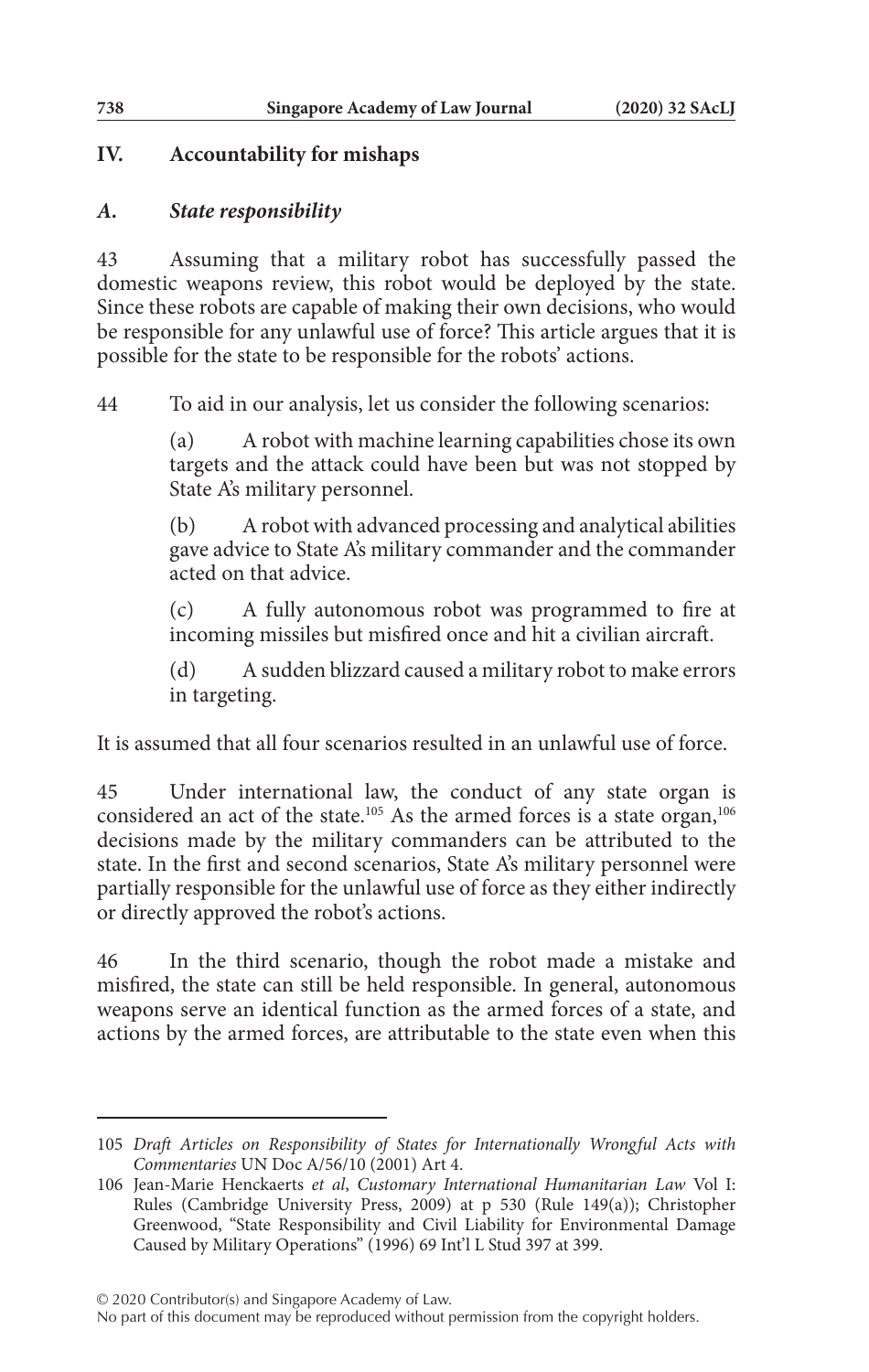## IV. Accountability for mishaps

### *A. State responsibility*

43 Assuming that a military robot has successfully passed the domestic weapons review, this robot would be deployed by the state. Since these robots are capable of making their own decisions, who would be responsible for any unlawful use of force? This article argues that it is possible for the state to be responsible for the robots' actions.

44 To aid in our analysis, let us consider the following scenarios:

> (a) A robot with machine learning capabilities chose its own targets and the attack could have been but was not stopped by State A's military personnel.
>
> (b) A robot with advanced processing and analytical abilities gave advice to State A's military commander and the commander acted on that advice.
>
> (c) A fully autonomous robot was programmed to fire at incoming missiles but misfired once and hit a civilian aircraft.
>
> (d) A sudden blizzard caused a military robot to make errors in targeting.

It is assumed that all four scenarios resulted in an unlawful use of force.

45 Under international law, the conduct of any state organ is considered an act of the state.[105] As the armed forces is a state organ,[106] decisions made by the military commanders can be attributed to the state. In the first and second scenarios, State A's military personnel were partially responsible for the unlawful use of force as they either indirectly or directly approved the robot's actions.

46 In the third scenario, though the robot made a mistake and misfired, the state can still be held responsible. In general, autonomous weapons serve an identical function as the armed forces of a state, and actions by the armed forces, are attributable to the state even when this

---

105 *Draft Articles on Responsibility of States for Internationally Wrongful Acts with Commentaries* UN Doc A/56/10 (2001) Art 4.

106 Jean-Marie Henckaerts *et al*, *Customary International Humanitarian Law* Vol I: Rules (Cambridge University Press, 2009) at p 530 (Rule 149(a)); Christopher Greenwood, "State Responsibility and Civil Liability for Environmental Damage Caused by Military Operations" (1996) 69 Int'l L Stud 397 at 399.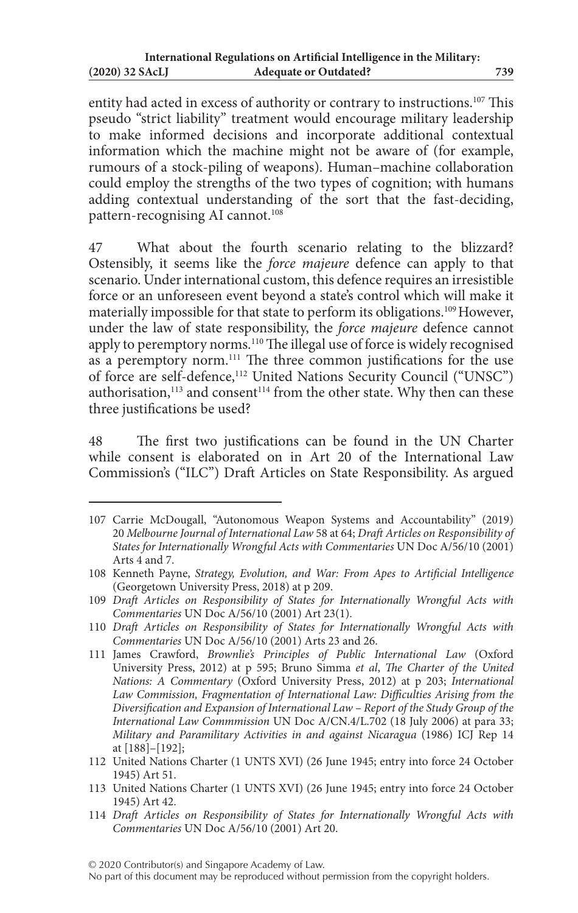entity had acted in excess of authority or contrary to instructions.[107] This pseudo "strict liability" treatment would encourage military leadership to make informed decisions and incorporate additional contextual information which the machine might not be aware of (for example, rumours of a stock-piling of weapons). Human–machine collaboration could employ the strengths of the two types of cognition; with humans adding contextual understanding of the sort that the fast-deciding, pattern-recognising AI cannot.[108]

47 What about the fourth scenario relating to the blizzard? Ostensibly, it seems like the *force majeure* defence can apply to that scenario. Under international custom, this defence requires an irresistible force or an unforeseen event beyond a state's control which will make it materially impossible for that state to perform its obligations.[109] However, under the law of state responsibility, the *force majeure* defence cannot apply to peremptory norms.[110] The illegal use of force is widely recognised as a peremptory norm.[111] The three common justifications for the use of force are self-defence,[112] United Nations Security Council ("UNSC") authorisation,[113] and consent[114] from the other state. Why then can these three justifications be used?

48 The first two justifications can be found in the UN Charter while consent is elaborated on in Art 20 of the International Law Commission's ("ILC") Draft Articles on State Responsibility. As argued

---

107 Carrie McDougall, "Autonomous Weapon Systems and Accountability" (2019) 20 *Melbourne Journal of International Law* 58 at 64; *Draft Articles on Responsibility of States for Internationally Wrongful Acts with Commentaries* UN Doc A/56/10 (2001) Arts 4 and 7.

108 Kenneth Payne, *Strategy, Evolution, and War: From Apes to Artificial Intelligence* (Georgetown University Press, 2018) at p 209.

109 *Draft Articles on Responsibility of States for Internationally Wrongful Acts with Commentaries* UN Doc A/56/10 (2001) Art 23(1).

110 *Draft Articles on Responsibility of States for Internationally Wrongful Acts with Commentaries* UN Doc A/56/10 (2001) Arts 23 and 26.

111 James Crawford, *Brownlie's Principles of Public International Law* (Oxford University Press, 2012) at p 595; Bruno Simma *et al*, *The Charter of the United Nations: A Commentary* (Oxford University Press, 2012) at p 203; *International Law Commission, Fragmentation of International Law: Difficulties Arising from the Diversification and Expansion of International Law – Report of the Study Group of the International Law Commmission* UN Doc A/CN.4/L.702 (18 July 2006) at para 33; *Military and Paramilitary Activities in and against Nicaragua* (1986) ICJ Rep 14 at [188]–[192];

112 United Nations Charter (1 UNTS XVI) (26 June 1945; entry into force 24 October 1945) Art 51.

113 United Nations Charter (1 UNTS XVI) (26 June 1945; entry into force 24 October 1945) Art 42.

114 *Draft Articles on Responsibility of States for Internationally Wrongful Acts with Commentaries* UN Doc A/56/10 (2001) Art 20.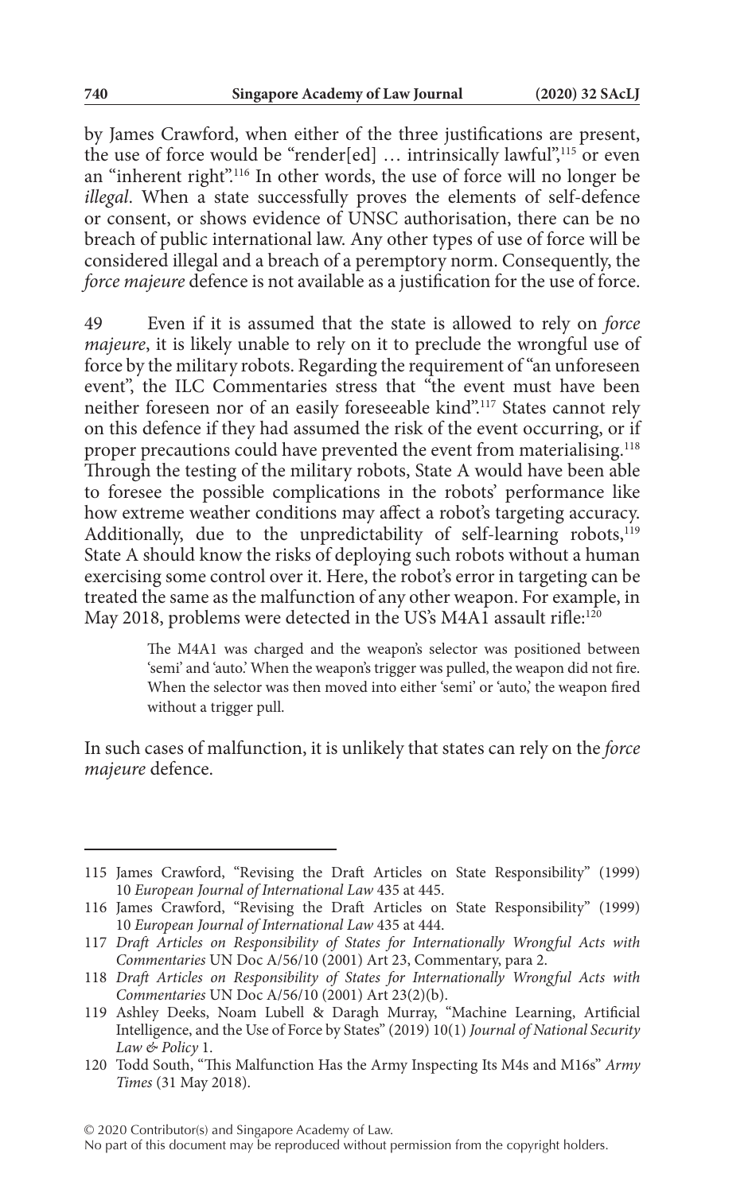by James Crawford, when either of the three justifications are present, the use of force would be "render[ed] … intrinsically lawful",[115] or even an "inherent right".[116] In other words, the use of force will no longer be *illegal*. When a state successfully proves the elements of self-defence or consent, or shows evidence of UNSC authorisation, there can be no breach of public international law. Any other types of use of force will be considered illegal and a breach of a peremptory norm. Consequently, the *force majeure* defence is not available as a justification for the use of force.

49 Even if it is assumed that the state is allowed to rely on *force majeure*, it is likely unable to rely on it to preclude the wrongful use of force by the military robots. Regarding the requirement of "an unforeseen event", the ILC Commentaries stress that "the event must have been neither foreseen nor of an easily foreseeable kind".[117] States cannot rely on this defence if they had assumed the risk of the event occurring, or if proper precautions could have prevented the event from materialising.[118] Through the testing of the military robots, State A would have been able to foresee the possible complications in the robots' performance like how extreme weather conditions may affect a robot's targeting accuracy. Additionally, due to the unpredictability of self-learning robots,[119] State A should know the risks of deploying such robots without a human exercising some control over it. Here, the robot's error in targeting can be treated the same as the malfunction of any other weapon. For example, in May 2018, problems were detected in the US's M4A1 assault rifle:[120]

> The M4A1 was charged and the weapon's selector was positioned between 'semi' and 'auto.' When the weapon's trigger was pulled, the weapon did not fire. When the selector was then moved into either 'semi' or 'auto,' the weapon fired without a trigger pull.

In such cases of malfunction, it is unlikely that states can rely on the *force majeure* defence.

---

115 James Crawford, "Revising the Draft Articles on State Responsibility" (1999) 10 *European Journal of International Law* 435 at 445.

116 James Crawford, "Revising the Draft Articles on State Responsibility" (1999) 10 *European Journal of International Law* 435 at 444.

117 *Draft Articles on Responsibility of States for Internationally Wrongful Acts with Commentaries* UN Doc A/56/10 (2001) Art 23, Commentary, para 2.

118 *Draft Articles on Responsibility of States for Internationally Wrongful Acts with Commentaries* UN Doc A/56/10 (2001) Art 23(2)(b).

119 Ashley Deeks, Noam Lubell & Daragh Murray, "Machine Learning, Artificial Intelligence, and the Use of Force by States" (2019) 10(1) *Journal of National Security Law & Policy* 1.

120 Todd South, "This Malfunction Has the Army Inspecting Its M4s and M16s" *Army Times* (31 May 2018).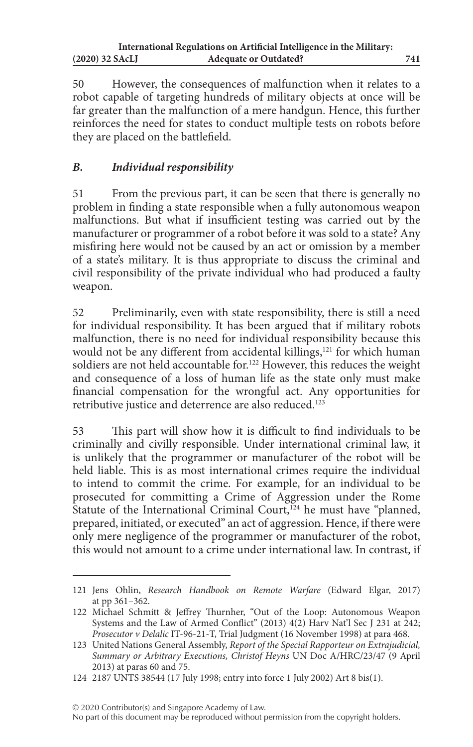50 However, the consequences of malfunction when it relates to a robot capable of targeting hundreds of military objects at once will be far greater than the malfunction of a mere handgun. Hence, this further reinforces the need for states to conduct multiple tests on robots before they are placed on the battlefield.

### *B. Individual responsibility*

51 From the previous part, it can be seen that there is generally no problem in finding a state responsible when a fully autonomous weapon malfunctions. But what if insufficient testing was carried out by the manufacturer or programmer of a robot before it was sold to a state? Any misfiring here would not be caused by an act or omission by a member of a state's military. It is thus appropriate to discuss the criminal and civil responsibility of the private individual who had produced a faulty weapon.

52 Preliminarily, even with state responsibility, there is still a need for individual responsibility. It has been argued that if military robots malfunction, there is no need for individual responsibility because this would not be any different from accidental killings,[121] for which human soldiers are not held accountable for.[122] However, this reduces the weight and consequence of a loss of human life as the state only must make financial compensation for the wrongful act. Any opportunities for retributive justice and deterrence are also reduced.[123]

53 This part will show how it is difficult to find individuals to be criminally and civilly responsible. Under international criminal law, it is unlikely that the programmer or manufacturer of the robot will be held liable. This is as most international crimes require the individual to intend to commit the crime. For example, for an individual to be prosecuted for committing a Crime of Aggression under the Rome Statute of the International Criminal Court,[124] he must have "planned, prepared, initiated, or executed" an act of aggression. Hence, if there were only mere negligence of the programmer or manufacturer of the robot, this would not amount to a crime under international law. In contrast, if

---

121 Jens Ohlin, *Research Handbook on Remote Warfare* (Edward Elgar, 2017) at pp 361–362.

122 Michael Schmitt & Jeffrey Thurnher, "Out of the Loop: Autonomous Weapon Systems and the Law of Armed Conflict" (2013) 4(2) Harv Nat'l Sec J 231 at 242; *Prosecutor v Delalic* IT-96-21-T, Trial Judgment (16 November 1998) at para 468.

123 United Nations General Assembly, *Report of the Special Rapporteur on Extrajudicial, Summary or Arbitrary Executions, Christof Heyns* UN Doc A/HRC/23/47 (9 April 2013) at paras 60 and 75.

124 2187 UNTS 38544 (17 July 1998; entry into force 1 July 2002) Art 8 bis(1).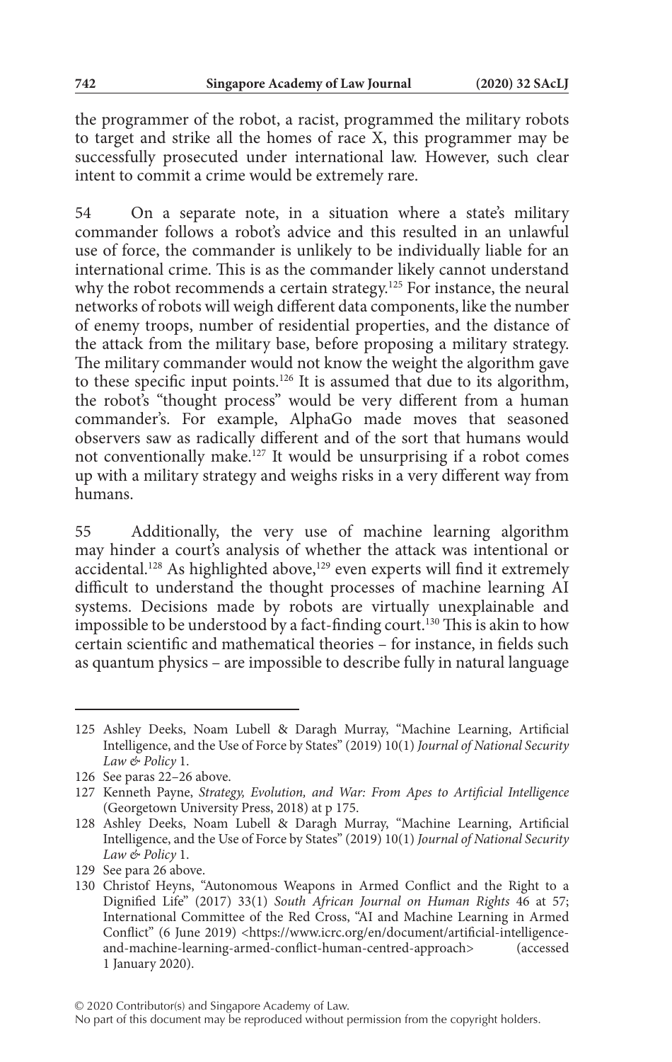the programmer of the robot, a racist, programmed the military robots to target and strike all the homes of race X, this programmer may be successfully prosecuted under international law. However, such clear intent to commit a crime would be extremely rare.

54 On a separate note, in a situation where a state's military commander follows a robot's advice and this resulted in an unlawful use of force, the commander is unlikely to be individually liable for an international crime. This is as the commander likely cannot understand why the robot recommends a certain strategy.[125] For instance, the neural networks of robots will weigh different data components, like the number of enemy troops, number of residential properties, and the distance of the attack from the military base, before proposing a military strategy. The military commander would not know the weight the algorithm gave to these specific input points.[126] It is assumed that due to its algorithm, the robot's "thought process" would be very different from a human commander's. For example, AlphaGo made moves that seasoned observers saw as radically different and of the sort that humans would not conventionally make.[127] It would be unsurprising if a robot comes up with a military strategy and weighs risks in a very different way from humans.

55 Additionally, the very use of machine learning algorithm may hinder a court's analysis of whether the attack was intentional or accidental.[128] As highlighted above,[129] even experts will find it extremely difficult to understand the thought processes of machine learning AI systems. Decisions made by robots are virtually unexplainable and impossible to be understood by a fact-finding court.[130] This is akin to how certain scientific and mathematical theories – for instance, in fields such as quantum physics – are impossible to describe fully in natural language

---

125 Ashley Deeks, Noam Lubell & Daragh Murray, "Machine Learning, Artificial Intelligence, and the Use of Force by States" (2019) 10(1) *Journal of National Security Law & Policy* 1.

126 See paras 22–26 above.

127 Kenneth Payne, *Strategy, Evolution, and War: From Apes to Artificial Intelligence* (Georgetown University Press, 2018) at p 175.

128 Ashley Deeks, Noam Lubell & Daragh Murray, "Machine Learning, Artificial Intelligence, and the Use of Force by States" (2019) 10(1) *Journal of National Security Law & Policy* 1.

129 See para 26 above.

130 Christof Heyns, "Autonomous Weapons in Armed Conflict and the Right to a Dignified Life" (2017) 33(1) *South African Journal on Human Rights* 46 at 57; International Committee of the Red Cross, "AI and Machine Learning in Armed Conflict" (6 June 2019) <https://www.icrc.org/en/document/artificial-intelligence-and-machine-learning-armed-conflict-human-centred-approach> (accessed 1 January 2020).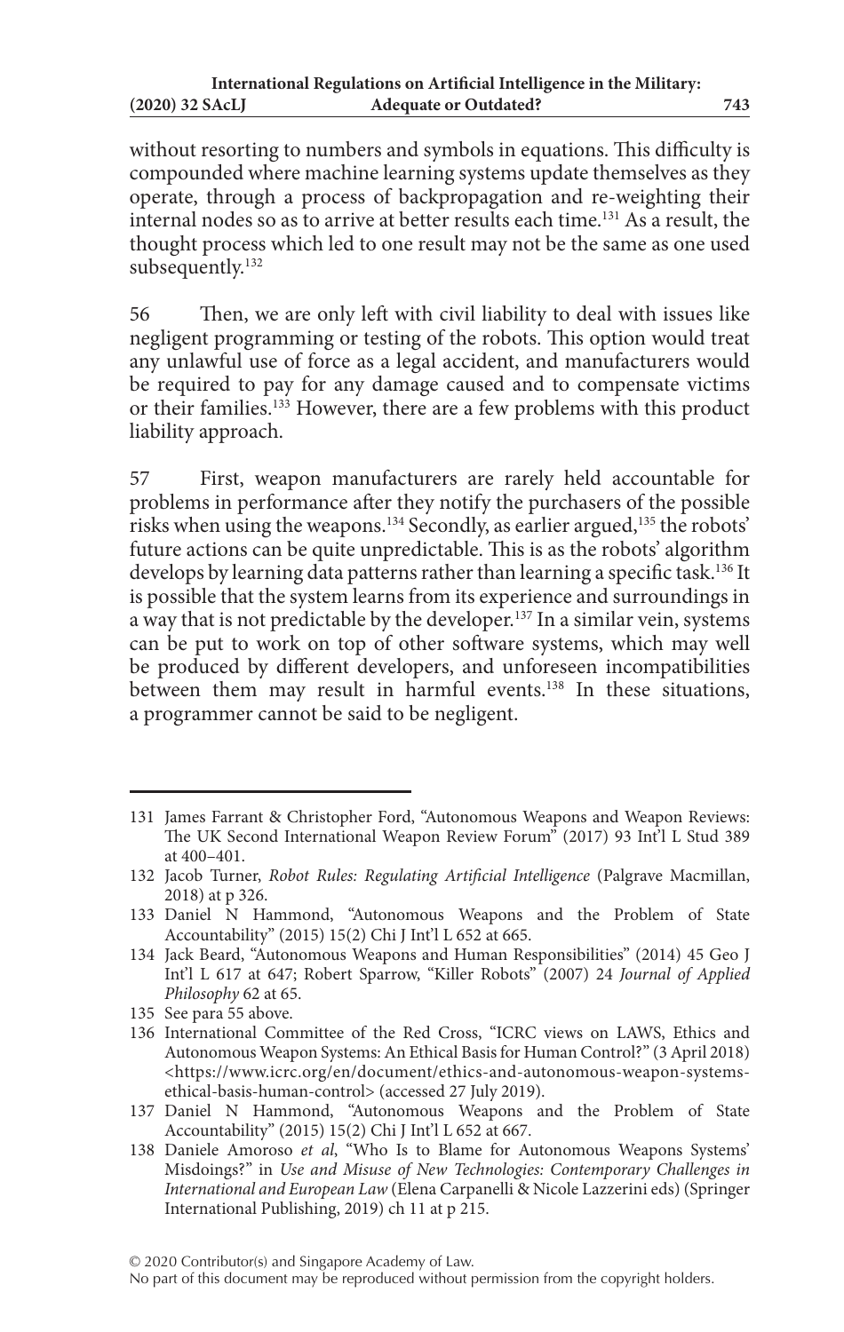without resorting to numbers and symbols in equations. This difficulty is compounded where machine learning systems update themselves as they operate, through a process of backpropagation and re-weighting their internal nodes so as to arrive at better results each time.[131] As a result, the thought process which led to one result may not be the same as one used subsequently.[132]

56 Then, we are only left with civil liability to deal with issues like negligent programming or testing of the robots. This option would treat any unlawful use of force as a legal accident, and manufacturers would be required to pay for any damage caused and to compensate victims or their families.[133] However, there are a few problems with this product liability approach.

57 First, weapon manufacturers are rarely held accountable for problems in performance after they notify the purchasers of the possible risks when using the weapons.[134] Secondly, as earlier argued,[135] the robots' future actions can be quite unpredictable. This is as the robots' algorithm develops by learning data patterns rather than learning a specific task.[136] It is possible that the system learns from its experience and surroundings in a way that is not predictable by the developer.[137] In a similar vein, systems can be put to work on top of other software systems, which may well be produced by different developers, and unforeseen incompatibilities between them may result in harmful events.[138] In these situations, a programmer cannot be said to be negligent.

---

131 James Farrant & Christopher Ford, "Autonomous Weapons and Weapon Reviews: The UK Second International Weapon Review Forum" (2017) 93 Int'l L Stud 389 at 400–401.

132 Jacob Turner, *Robot Rules: Regulating Artificial Intelligence* (Palgrave Macmillan, 2018) at p 326.

133 Daniel N Hammond, "Autonomous Weapons and the Problem of State Accountability" (2015) 15(2) Chi J Int'l L 652 at 665.

134 Jack Beard, "Autonomous Weapons and Human Responsibilities" (2014) 45 Geo J Int'l L 617 at 647; Robert Sparrow, "Killer Robots" (2007) 24 *Journal of Applied Philosophy* 62 at 65.

135 See para 55 above.

136 International Committee of the Red Cross, "ICRC views on LAWS, Ethics and Autonomous Weapon Systems: An Ethical Basis for Human Control?" (3 April 2018) <https://www.icrc.org/en/document/ethics-and-autonomous-weapon-systems-ethical-basis-human-control> (accessed 27 July 2019).

137 Daniel N Hammond, "Autonomous Weapons and the Problem of State Accountability" (2015) 15(2) Chi J Int'l L 652 at 667.

138 Daniele Amoroso *et al*, "Who Is to Blame for Autonomous Weapons Systems' Misdoings?" in *Use and Misuse of New Technologies: Contemporary Challenges in International and European Law* (Elena Carpanelli & Nicole Lazzerini eds) (Springer International Publishing, 2019) ch 11 at p 215.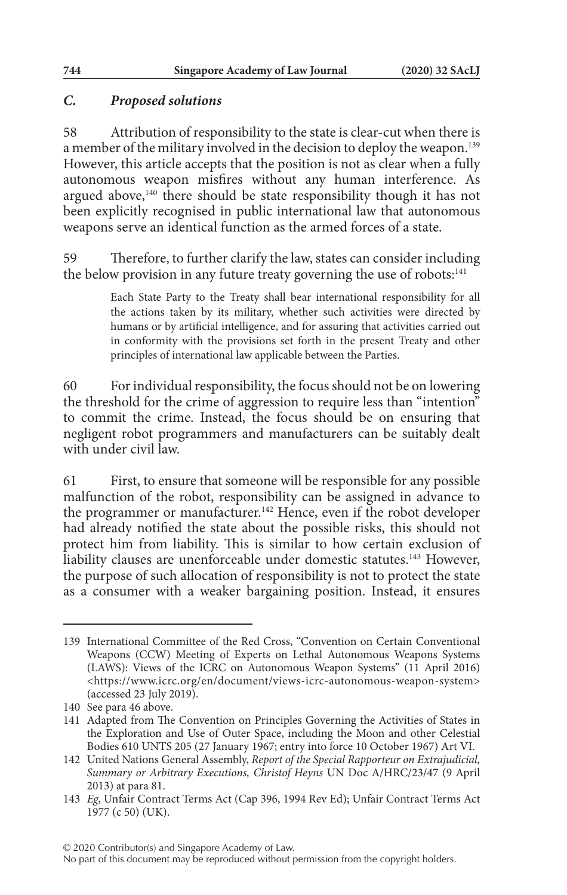### *C. Proposed solutions*

58 Attribution of responsibility to the state is clear-cut when there is a member of the military involved in the decision to deploy the weapon.[139] However, this article accepts that the position is not as clear when a fully autonomous weapon misfires without any human interference. As argued above,[140] there should be state responsibility though it has not been explicitly recognised in public international law that autonomous weapons serve an identical function as the armed forces of a state.

59 Therefore, to further clarify the law, states can consider including the below provision in any future treaty governing the use of robots:[141]

> Each State Party to the Treaty shall bear international responsibility for all the actions taken by its military, whether such activities were directed by humans or by artificial intelligence, and for assuring that activities carried out in conformity with the provisions set forth in the present Treaty and other principles of international law applicable between the Parties.

60 For individual responsibility, the focus should not be on lowering the threshold for the crime of aggression to require less than "intention" to commit the crime. Instead, the focus should be on ensuring that negligent robot programmers and manufacturers can be suitably dealt with under civil law.

61 First, to ensure that someone will be responsible for any possible malfunction of the robot, responsibility can be assigned in advance to the programmer or manufacturer.[142] Hence, even if the robot developer had already notified the state about the possible risks, this should not protect him from liability. This is similar to how certain exclusion of liability clauses are unenforceable under domestic statutes.[143] However, the purpose of such allocation of responsibility is not to protect the state as a consumer with a weaker bargaining position. Instead, it ensures

---

139 International Committee of the Red Cross, "Convention on Certain Conventional Weapons (CCW) Meeting of Experts on Lethal Autonomous Weapons Systems (LAWS): Views of the ICRC on Autonomous Weapon Systems" (11 April 2016) <https://www.icrc.org/en/document/views-icrc-autonomous-weapon-system> (accessed 23 July 2019).

140 See para 46 above.

141 Adapted from The Convention on Principles Governing the Activities of States in the Exploration and Use of Outer Space, including the Moon and other Celestial Bodies 610 UNTS 205 (27 January 1967; entry into force 10 October 1967) Art VI.

142 United Nations General Assembly, *Report of the Special Rapporteur on Extrajudicial, Summary or Arbitrary Executions, Christof Heyns* UN Doc A/HRC/23/47 (9 April 2013) at para 81.

143 *Eg*, Unfair Contract Terms Act (Cap 396, 1994 Rev Ed); Unfair Contract Terms Act 1977 (c 50) (UK).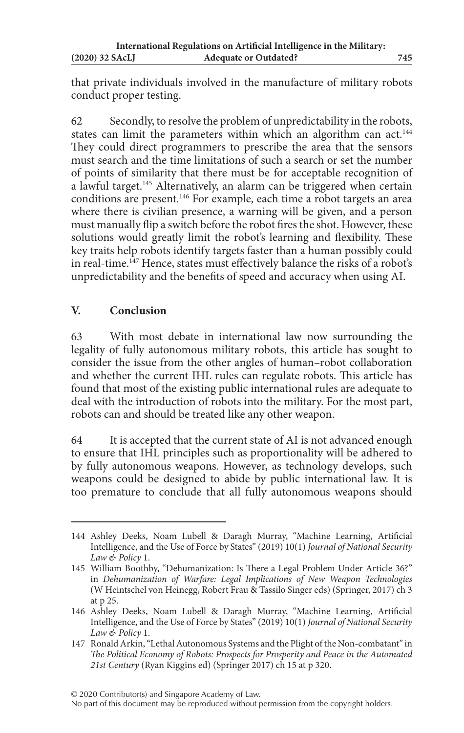that private individuals involved in the manufacture of military robots conduct proper testing.

62 Secondly, to resolve the problem of unpredictability in the robots, states can limit the parameters within which an algorithm can act.[144] They could direct programmers to prescribe the area that the sensors must search and the time limitations of such a search or set the number of points of similarity that there must be for acceptable recognition of a lawful target.[145] Alternatively, an alarm can be triggered when certain conditions are present.[146] For example, each time a robot targets an area where there is civilian presence, a warning will be given, and a person must manually flip a switch before the robot fires the shot. However, these solutions would greatly limit the robot's learning and flexibility. These key traits help robots identify targets faster than a human possibly could in real-time.[147] Hence, states must effectively balance the risks of a robot's unpredictability and the benefits of speed and accuracy when using AI.

## V. Conclusion

63 With most debate in international law now surrounding the legality of fully autonomous military robots, this article has sought to consider the issue from the other angles of human–robot collaboration and whether the current IHL rules can regulate robots. This article has found that most of the existing public international rules are adequate to deal with the introduction of robots into the military. For the most part, robots can and should be treated like any other weapon.

64 It is accepted that the current state of AI is not advanced enough to ensure that IHL principles such as proportionality will be adhered to by fully autonomous weapons. However, as technology develops, such weapons could be designed to abide by public international law. It is too premature to conclude that all fully autonomous weapons should

---

144 Ashley Deeks, Noam Lubell & Daragh Murray, "Machine Learning, Artificial Intelligence, and the Use of Force by States" (2019) 10(1) *Journal of National Security Law & Policy* 1.

145 William Boothby, "Dehumanization: Is There a Legal Problem Under Article 36?" in *Dehumanization of Warfare: Legal Implications of New Weapon Technologies* (W Heintschel von Heinegg, Robert Frau & Tassilo Singer eds) (Springer, 2017) ch 3 at p 25.

146 Ashley Deeks, Noam Lubell & Daragh Murray, "Machine Learning, Artificial Intelligence, and the Use of Force by States" (2019) 10(1) *Journal of National Security Law & Policy* 1.

147 Ronald Arkin, "Lethal Autonomous Systems and the Plight of the Non-combatant" in *The Political Economy of Robots: Prospects for Prosperity and Peace in the Automated 21st Century* (Ryan Kiggins ed) (Springer 2017) ch 15 at p 320.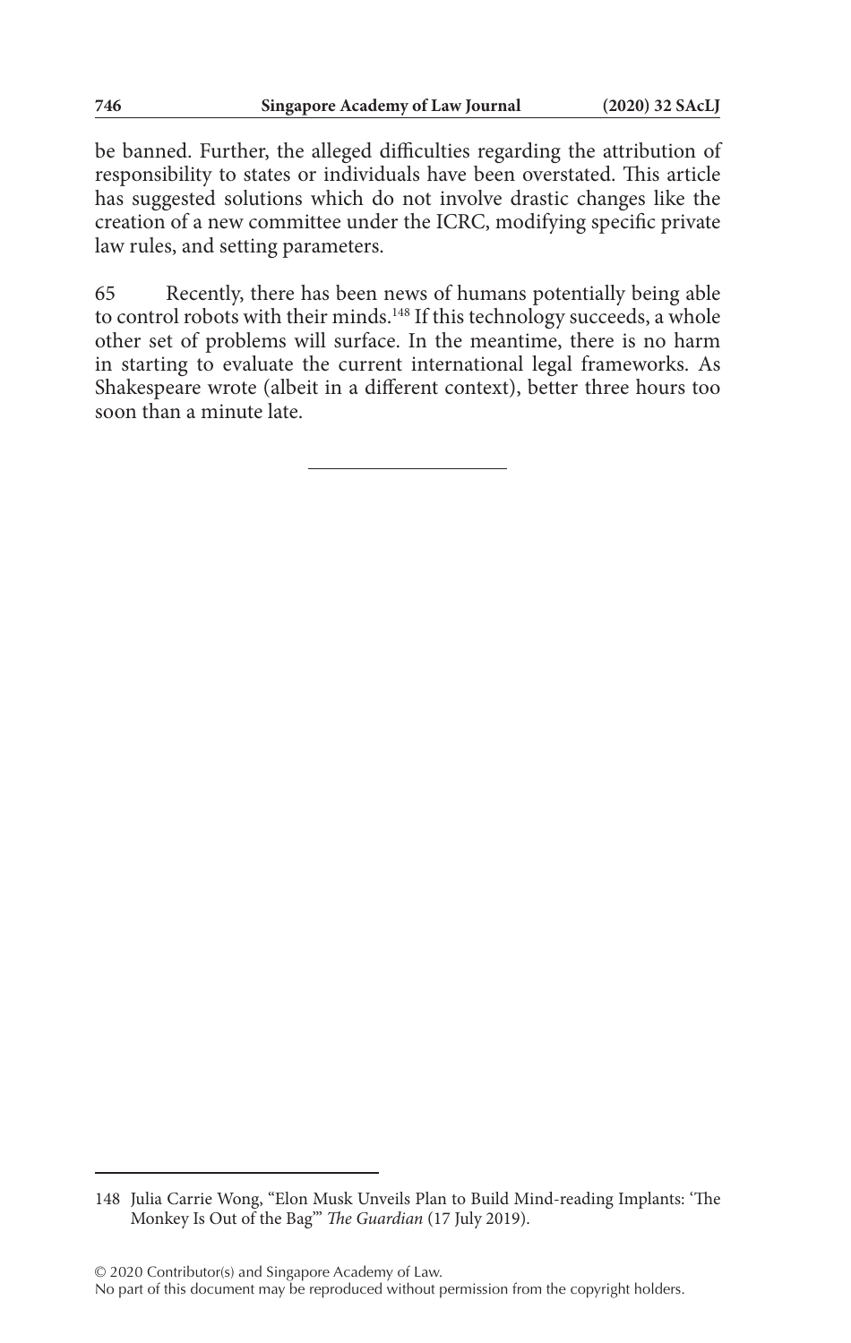be banned. Further, the alleged difficulties regarding the attribution of responsibility to states or individuals have been overstated. This article has suggested solutions which do not involve drastic changes like the creation of a new committee under the ICRC, modifying specific private law rules, and setting parameters.

65 Recently, there has been news of humans potentially being able to control robots with their minds.[148] If this technology succeeds, a whole other set of problems will surface. In the meantime, there is no harm in starting to evaluate the current international legal frameworks. As Shakespeare wrote (albeit in a different context), better three hours too soon than a minute late.

---

148 Julia Carrie Wong, "Elon Musk Unveils Plan to Build Mind-reading Implants: 'The Monkey Is Out of the Bag'" *The Guardian* (17 July 2019).

© 2020 Contributor(s) and Singapore Academy of Law.
No part of this document may be reproduced without permission from the copyright holders.